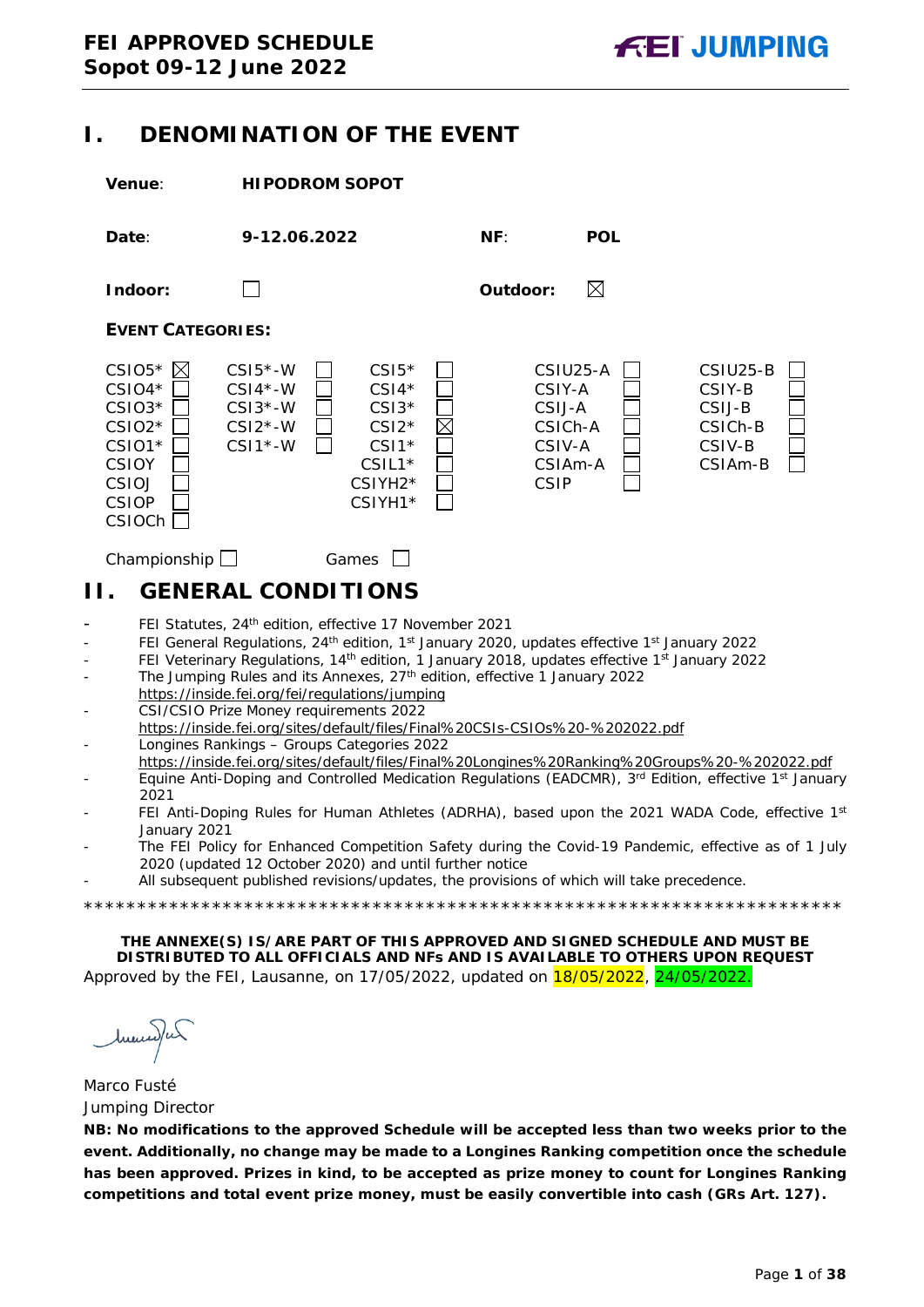# I. DENOMINATION OF THE EVENT

**Venue**: **HIPODROM SOPOT**

**Date**: **9-12.06.2022** **NF**: **POL**

**Indoor**: ☐ **Outdoor**: ☒

**EVENT CATEGORIES:**

| | | | | |
|---|---|---|---|---|
| CSIO5* ☒ | CSI5*-W ☐ | CSI5* ☐ | CSIU25-A ☐ | CSIU25-B ☐ |
| CSIO4* ☐ | CSI4*-W ☐ | CSI4* ☐ | CSIY-A ☐ | CSIY-B ☐ |
| CSIO3* ☐ | CSI3*-W ☐ | CSI3* ☐ | CSIJ-A ☐ | CSIJ-B ☐ |
| CSIO2* ☐ | CSI2*-W ☐ | CSI2* ☒ | CSICh-A ☐ | CSICh-B ☐ |
| CSIO1* ☐ | CSI1*-W ☐ | CSI1* ☐ | CSIV-A ☐ | CSIV-B ☐ |
| CSIOY ☐ | | CSIL1* ☐ | CSIAm-A ☐ | CSIAm-B ☐ |
| CSIOJ ☐ | | CSIYH2* ☐ | CSIP ☐ | |
| CSIOP ☐ | | CSIYH1* ☐ | | |
| CSIOCh ☐ | | | | |

Championship ☐ Games ☐

# II. GENERAL CONDITIONS

- FEI Statutes, 24th edition, effective 17 November 2021
- FEI General Regulations, 24th edition, 1st January 2020, updates effective 1st January 2022
- FEI Veterinary Regulations, 14th edition, 1 January 2018, updates effective 1st January 2022
- The Jumping Rules and its Annexes, 27th edition, effective 1 January 2022
  https://inside.fei.org/fei/regulations/jumping
- CSI/CSIO Prize Money requirements 2022
  https://inside.fei.org/sites/default/files/Final%20CSIs-CSIOs%20-%202022.pdf
- Longines Rankings – Groups Categories 2022
  https://inside.fei.org/sites/default/files/Final%20Longines%20Ranking%20Groups%20-%202022.pdf
- Equine Anti-Doping and Controlled Medication Regulations (EADCMR), 3rd Edition, effective 1st January 2021
- FEI Anti-Doping Rules for Human Athletes (ADRHA), based upon the 2021 WADA Code, effective 1st January 2021
- The FEI Policy for Enhanced Competition Safety during the Covid-19 Pandemic, effective as of 1 July 2020 (updated 12 October 2020) and until further notice
- All subsequent published revisions/updates, the provisions of which will take precedence.

*************************************************************************

**THE ANNEXE(S) IS/ARE PART OF THIS APPROVED AND SIGNED SCHEDULE AND MUST BE DISTRIBUTED TO ALL OFFICIALS AND NFs AND IS AVAILABLE TO OTHERS UPON REQUEST**

Approved by the FEI, Lausanne, on 17/05/2022, updated on 18/05/2022, 24/05/2022.

Marco Fusté
Jumping Director

**NB: No modifications to the approved Schedule will be accepted less than two weeks prior to the event. Additionally, no change may be made to a Longines Ranking competition once the schedule has been approved. Prizes in kind, to be accepted as prize money to count for Longines Ranking competitions and total event prize money, must be easily convertible into cash (GRs Art. 127).**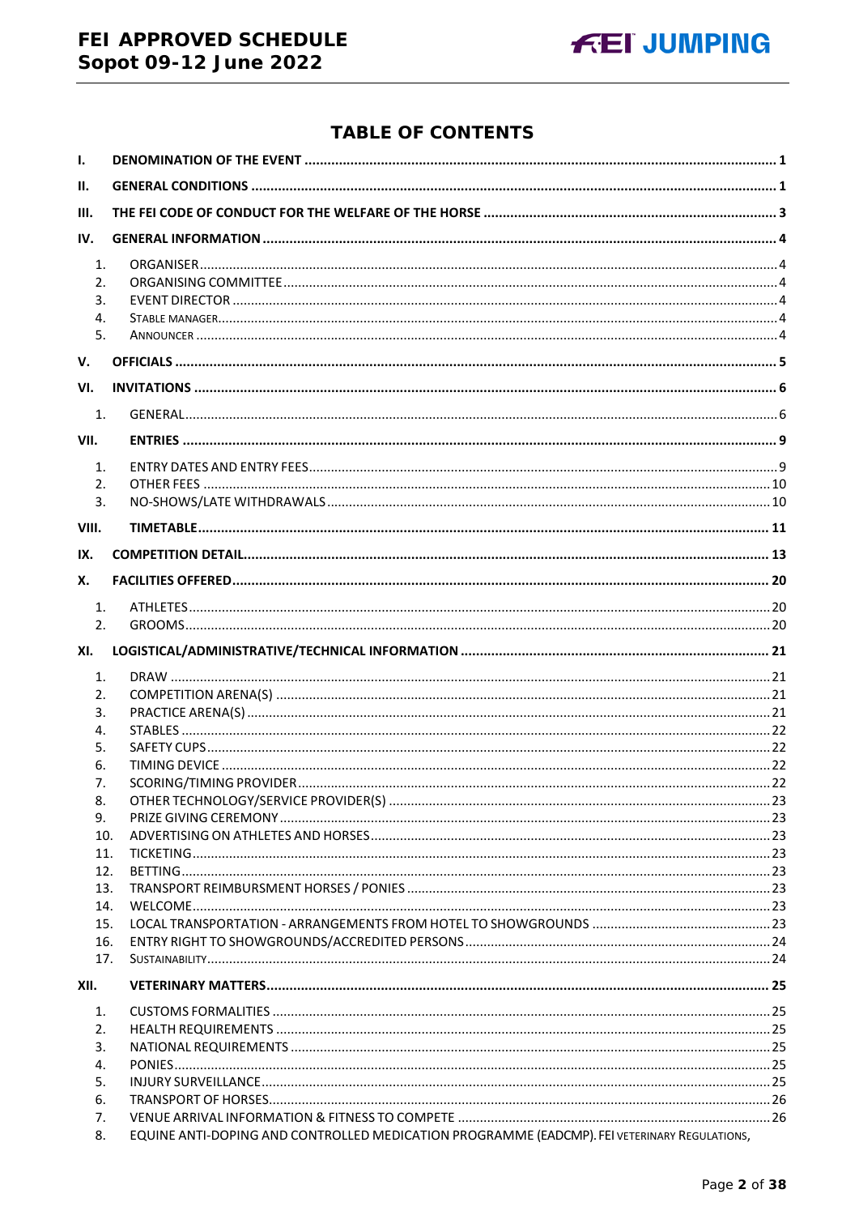# TABLE OF CONTENTS

I. DENOMINATION OF THE EVENT ..... 1

II. GENERAL CONDITIONS ..... 1

III. THE FEI CODE OF CONDUCT FOR THE WELFARE OF THE HORSE ..... 3

IV. GENERAL INFORMATION ..... 4

1. ORGANISER ..... 4
2. ORGANISING COMMITTEE ..... 4
3. EVENT DIRECTOR ..... 4
4. STABLE MANAGER ..... 4
5. ANNOUNCER ..... 4

V. OFFICIALS ..... 5

VI. INVITATIONS ..... 6

1. GENERAL ..... 6

VII. ENTRIES ..... 9

1. ENTRY DATES AND ENTRY FEES ..... 9
2. OTHER FEES ..... 10
3. NO-SHOWS/LATE WITHDRAWALS ..... 10

VIII. TIMETABLE ..... 11

IX. COMPETITION DETAIL ..... 13

X. FACILITIES OFFERED ..... 20

1. ATHLETES ..... 20
2. GROOMS ..... 20

XI. LOGISTICAL/ADMINISTRATIVE/TECHNICAL INFORMATION ..... 21

1. DRAW ..... 21
2. COMPETITION ARENA(S) ..... 21
3. PRACTICE ARENA(S) ..... 21
4. STABLES ..... 22
5. SAFETY CUPS ..... 22
6. TIMING DEVICE ..... 22
7. SCORING/TIMING PROVIDER ..... 22
8. OTHER TECHNOLOGY/SERVICE PROVIDER(S) ..... 23
9. PRIZE GIVING CEREMONY ..... 23
10. ADVERTISING ON ATHLETES AND HORSES ..... 23
11. TICKETING ..... 23
12. BETTING ..... 23
13. TRANSPORT REIMBURSMENT HORSES / PONIES ..... 23
14. WELCOME ..... 23
15. LOCAL TRANSPORTATION - ARRANGEMENTS FROM HOTEL TO SHOWGROUNDS ..... 23
16. ENTRY RIGHT TO SHOWGROUNDS/ACCREDITED PERSONS ..... 24
17. SUSTAINABILITY ..... 24

XII. VETERINARY MATTERS ..... 25

1. CUSTOMS FORMALITIES ..... 25
2. HEALTH REQUIREMENTS ..... 25
3. NATIONAL REQUIREMENTS ..... 25
4. PONIES ..... 25
5. INJURY SURVEILLANCE ..... 25
6. TRANSPORT OF HORSES ..... 26
7. VENUE ARRIVAL INFORMATION & FITNESS TO COMPETE ..... 26
8. EQUINE ANTI-DOPING AND CONTROLLED MEDICATION PROGRAMME (EADCMP). FEI VETERINARY REGULATIONS,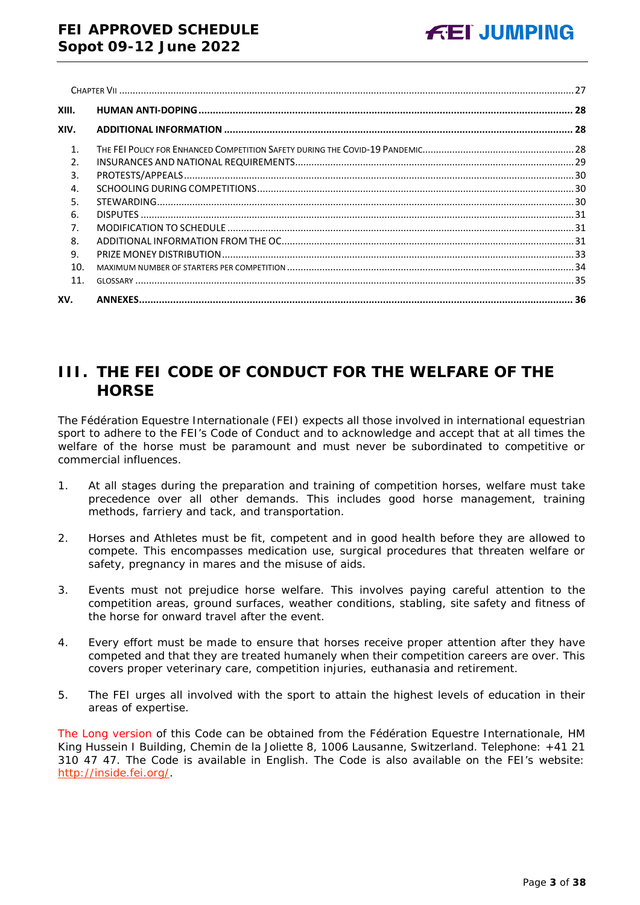CHAPTER VII ....................................................................................................................................................... 27

XIII. **HUMAN ANTI-DOPING** ................................................................................................................................ **28**

XIV. **ADDITIONAL INFORMATION** ........................................................................................................................ **28**

1. THE FEI POLICY FOR ENHANCED COMPETITION SAFETY DURING THE COVID-19 PANDEMIC........................................................ 28
2. INSURANCES AND NATIONAL REQUIREMENTS...................................................................................................... 29
3. PROTESTS/APPEALS............................................................................................................................................... 30
4. SCHOOLING DURING COMPETITIONS..................................................................................................................... 30
5. STEWARDING........................................................................................................................................................ 30
6. DISPUTES ............................................................................................................................................................. 31
7. MODIFICATION TO SCHEDULE ............................................................................................................................... 31
8. ADDITIONAL INFORMATION FROM THE OC........................................................................................................... 31
9. PRIZE MONEY DISTRIBUTION................................................................................................................................. 33
10. MAXIMUM NUMBER OF STARTERS PER COMPETITION ........................................................................................... 34
11. GLOSSARY ........................................................................................................................................................... 35

XV. **ANNEXES**...................................................................................................................................................... **36**

# III. THE FEI CODE OF CONDUCT FOR THE WELFARE OF THE HORSE

The Fédération Equestre Internationale (FEI) expects all those involved in international equestrian sport to adhere to the FEI's Code of Conduct and to acknowledge and accept that at all times the welfare of the horse must be paramount and must never be subordinated to competitive or commercial influences.

1. At all stages during the preparation and training of competition horses, welfare must take precedence over all other demands. This includes good horse management, training methods, farriery and tack, and transportation.

2. Horses and Athletes must be fit, competent and in good health before they are allowed to compete. This encompasses medication use, surgical procedures that threaten welfare or safety, pregnancy in mares and the misuse of aids.

3. Events must not prejudice horse welfare. This involves paying careful attention to the competition areas, ground surfaces, weather conditions, stabling, site safety and fitness of the horse for onward travel after the event.

4. Every effort must be made to ensure that horses receive proper attention after they have competed and that they are treated humanely when their competition careers are over. This covers proper veterinary care, competition injuries, euthanasia and retirement.

5. The FEI urges all involved with the sport to attain the highest levels of education in their areas of expertise.

The Long version of this Code can be obtained from the Fédération Equestre Internationale, HM King Hussein I Building, Chemin de la Joliette 8, 1006 Lausanne, Switzerland. Telephone: +41 21 310 47 47. The Code is available in English. The Code is also available on the FEI's website: http://inside.fei.org/.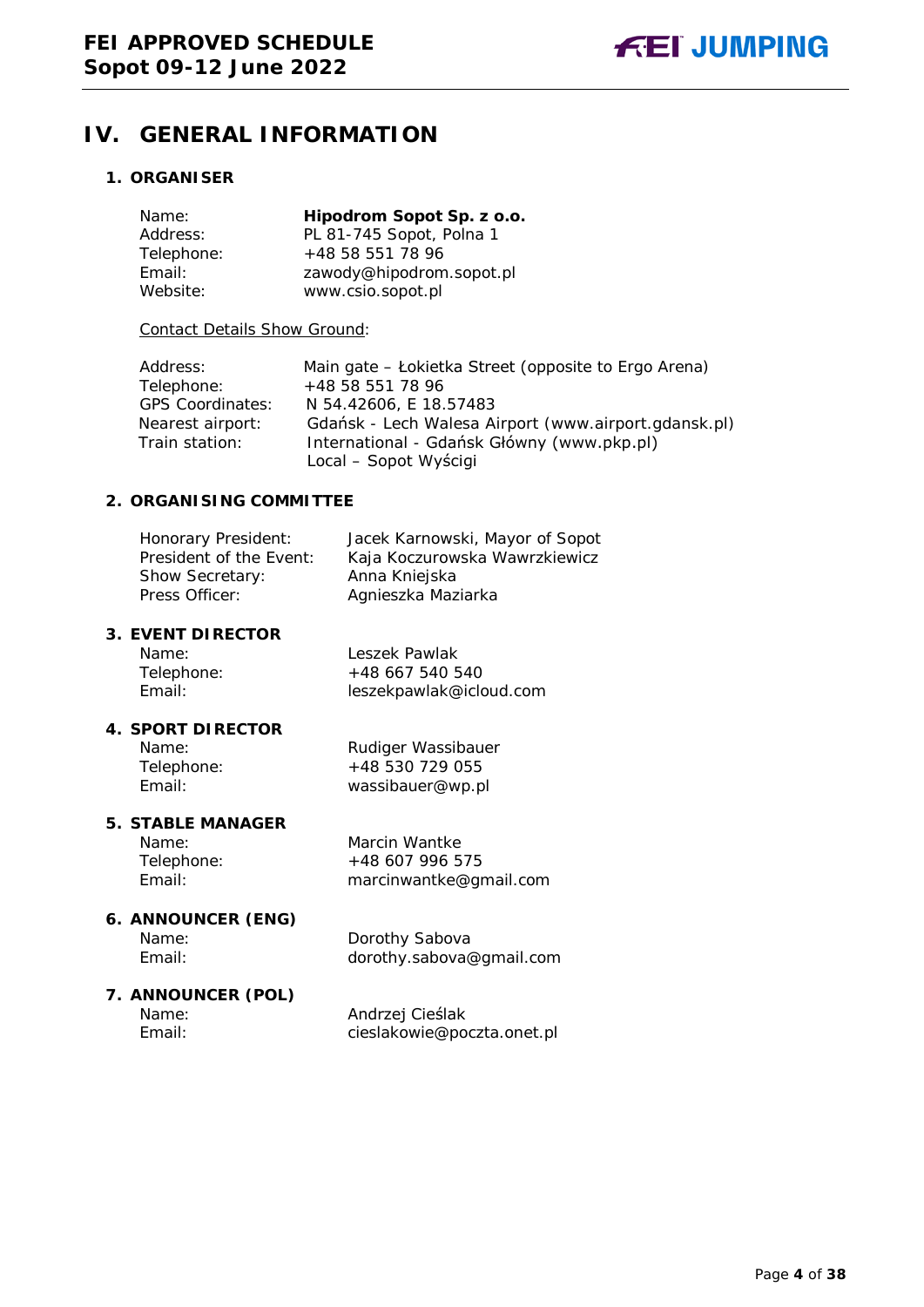# IV. GENERAL INFORMATION

## 1. ORGANISER

| | |
|---|---|
| Name: | **Hipodrom Sopot Sp. z o.o.** |
| Address: | PL 81-745 Sopot, Polna 1 |
| Telephone: | +48 58 551 78 96 |
| Email: | zawody@hipodrom.sopot.pl |
| Website: | www.csio.sopot.pl |

Contact Details Show Ground:

| | |
|---|---|
| Address: | Main gate – Łokietka Street (opposite to Ergo Arena) |
| Telephone: | +48 58 551 78 96 |
| GPS Coordinates: | N 54.42606, E 18.57483 |
| Nearest airport: | Gdańsk - Lech Walesa Airport (www.airport.gdansk.pl) |
| Train station: | International - Gdańsk Główny (www.pkp.pl)<br>Local – Sopot Wyścigi |

## 2. ORGANISING COMMITTEE

| | |
|---|---|
| Honorary President: | Jacek Karnowski, Mayor of Sopot |
| President of the Event: | Kaja Koczurowska Wawrzkiewicz |
| Show Secretary: | Anna Kniejska |
| Press Officer: | Agnieszka Maziarka |

## 3. EVENT DIRECTOR

| | |
|---|---|
| Name: | Leszek Pawlak |
| Telephone: | +48 667 540 540 |
| Email: | leszekpawlak@icloud.com |

## 4. SPORT DIRECTOR

| | |
|---|---|
| Name: | Rudiger Wassibauer |
| Telephone: | +48 530 729 055 |
| Email: | wassibauer@wp.pl |

## 5. STABLE MANAGER

| | |
|---|---|
| Name: | Marcin Wantke |
| Telephone: | +48 607 996 575 |
| Email: | marcinwantke@gmail.com |

## 6. ANNOUNCER (ENG)

| | |
|---|---|
| Name: | Dorothy Sabova |
| Email: | dorothy.sabova@gmail.com |

## 7. ANNOUNCER (POL)

| | |
|---|---|
| Name: | Andrzej Cieślak |
| Email: | cieslakowie@poczta.onet.pl |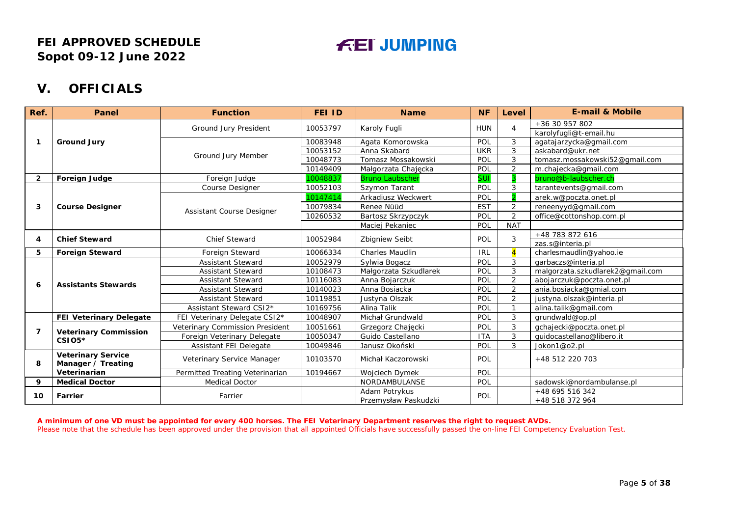# FEI APPROVED SCHEDULE
**Sopot 09-12 June 2022**

FEI JUMPING

## V. OFFICIALS

| Ref. | Panel | Function | FEI ID | Name | NF | Level | E-mail & Mobile |
|---|---|---|---|---|---|---|---|
| 1 | Ground Jury | Ground Jury President | 10053797 | Karoly Fugli | HUN | 4 | +36 30 957 802<br>karolyfugli@t-email.hu |
| | | Ground Jury Member | 10083948 | Agata Komorowska | POL | 3 | agatajarzycka@gmail.com |
| | | | 10053152 | Anna Skabard | UKR | 3 | askabard@ukr.net |
| | | | 10048773 | Tomasz Mossakowski | POL | 3 | tomasz.mossakowski52@gmail.com |
| | | | 10149409 | Małgorzata Chajęcka | POL | 2 | m.chajecka@gmail.com |
| 2 | Foreign Judge | Foreign Judge | 10048837 | Bruno Laubscher | SUI | 3 | bruno@b-laubscher.ch |
| 3 | Course Designer | Course Designer | 10052103 | Szymon Tarant | POL | 3 | tarantevents@gmail.com |
| | | Assistant Course Designer | 10147414 | Arkadiusz Weckwert | POL | 2 | arek.w@poczta.onet.pl |
| | | | 10079834 | Renee Nüüd | EST | 2 | reneenyyd@gmail.com |
| | | | 10260532 | Bartosz Skrzypczyk | POL | 2 | office@cottonshop.com.pl |
| | | | | Maciej Pekaniec | POL | NAT | |
| 4 | Chief Steward | Chief Steward | 10052984 | Zbigniew Seibt | POL | 3 | +48 783 872 616<br>zas.s@interia.pl |
| 5 | Foreign Steward | Foreign Steward | 10066334 | Charles Maudlin | IRL | 4 | charlesmaudlin@yahoo.ie |
| 6 | Assistants Stewards | Assistant Steward | 10052979 | Sylwia Bogacz | POL | 3 | garbaczs@interia.pl |
| | | Assistant Steward | 10108473 | Małgorzata Szkudlarek | POL | 3 | malgorzata.szkudlarek2@gmail.com |
| | | Assistant Steward | 10116083 | Anna Bojarczuk | POL | 2 | abojarczuk@poczta.onet.pl |
| | | Assistant Steward | 10140023 | Anna Bosiacka | POL | 2 | ania.bosiacka@gmial.com |
| | | Assistant Steward | 10119851 | Justyna Olszak | POL | 2 | justyna.olszak@interia.pl |
| | | Assistant Steward CSI2* | 10169756 | Alina Talik | POL | 1 | alina.talik@gmail.com |
| 7 | FEI Veterinary Delegate | FEI Veterinary Delegate CSI2* | 10048907 | Michał Grundwald | POL | 3 | grundwald@op.pl |
| | Veterinary Commission CSIO5* | Veterinary Commission President | 10051661 | Grzegorz Chajęcki | POL | 3 | gchajecki@poczta.onet.pl |
| | | Foreign Veterinary Delegate | 10050347 | Guido Castellano | ITA | 3 | guidocastellano@libero.it |
| | | Assistant FEI Delegate | 10049846 | Janusz Okoński | POL | 3 | Jokon1@o2.pl |
| 8 | Veterinary Service Manager / Treating Veterinarian | Veterinary Service Manager | 10103570 | Michał Kaczorowski | POL | | +48 512 220 703 |
| | | Permitted Treating Veterinarian | 10194667 | Wojciech Dymek | POL | | |
| 9 | Medical Doctor | Medical Doctor | | NORDAMBULANSE | POL | | sadowski@nordambulanse.pl |
| 10 | Farrier | Farrier | | Adam Potrykus<br>Przemysław Paskudzki | POL | | +48 695 516 342<br>+48 518 372 964 |

**A minimum of one VD must be appointed for every 400 horses. The FEI Veterinary Department reserves the right to request AVDs.**
Please note that the schedule has been approved under the provision that all appointed Officials have successfully passed the on-line FEI Competency Evaluation Test.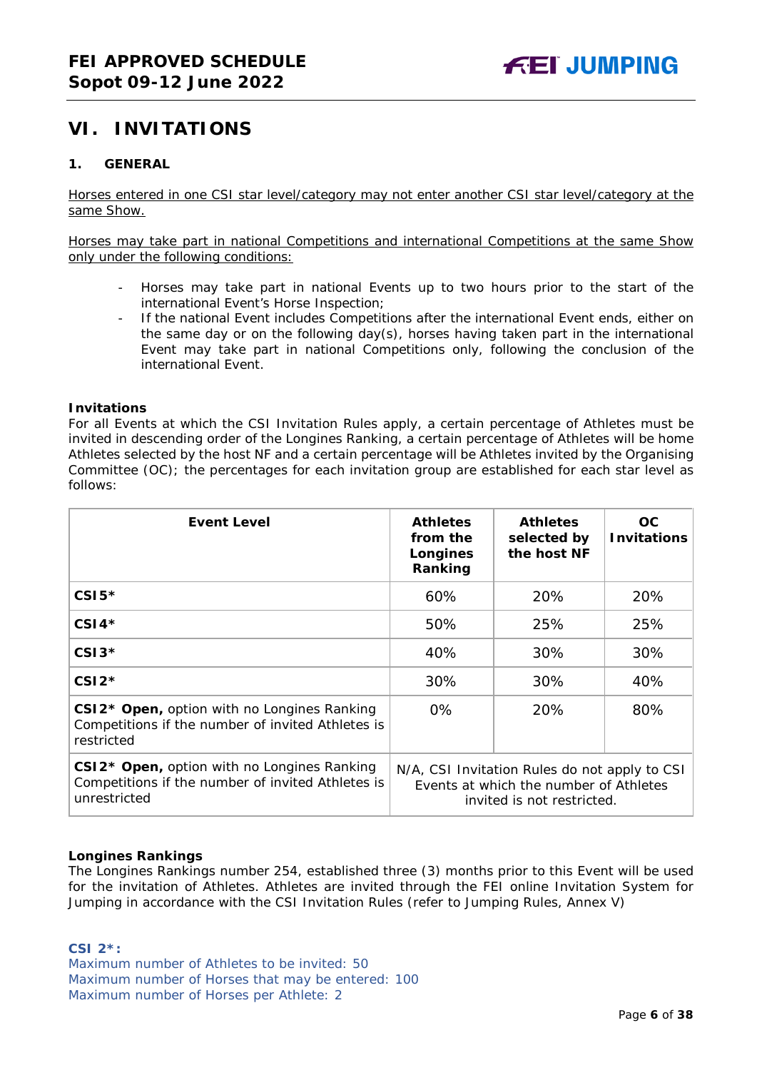## VI. INVITATIONS

### 1. GENERAL

Horses entered in one CSI star level/category may not enter another CSI star level/category at the same Show.

Horses may take part in national Competitions and international Competitions at the same Show only under the following conditions:

- Horses may take part in national Events up to two hours prior to the start of the international Event's Horse Inspection;
- If the national Event includes Competitions after the international Event ends, either on the same day or on the following day(s), horses having taken part in the international Event may take part in national Competitions only, following the conclusion of the international Event.

**Invitations**

For all Events at which the CSI Invitation Rules apply, a certain percentage of Athletes must be invited in descending order of the Longines Ranking, a certain percentage of Athletes will be home Athletes selected by the host NF and a certain percentage will be Athletes invited by the Organising Committee (OC); the percentages for each invitation group are established for each star level as follows:

| Event Level | Athletes from the Longines Ranking | Athletes selected by the host NF | OC Invitations |
|---|---|---|---|
| **CSI5*** | 60% | 20% | 20% |
| **CSI4*** | 50% | 25% | 25% |
| **CSI3*** | 40% | 30% | 30% |
| **CSI2*** | 30% | 30% | 40% |
| **CSI2* Open,** option with no Longines Ranking Competitions if the number of invited Athletes is restricted | 0% | 20% | 80% |
| **CSI2* Open,** option with no Longines Ranking Competitions if the number of invited Athletes is unrestricted | N/A, CSI Invitation Rules do not apply to CSI Events at which the number of Athletes invited is not restricted. | | |

**Longines Rankings**

The Longines Rankings number 254, established three (3) months prior to this Event will be used for the invitation of Athletes. Athletes are invited through the FEI online Invitation System for Jumping in accordance with the CSI Invitation Rules (refer to Jumping Rules, Annex V)

**CSI 2*:**

Maximum number of Athletes to be invited: 50

Maximum number of Horses that may be entered: 100

Maximum number of Horses per Athlete: 2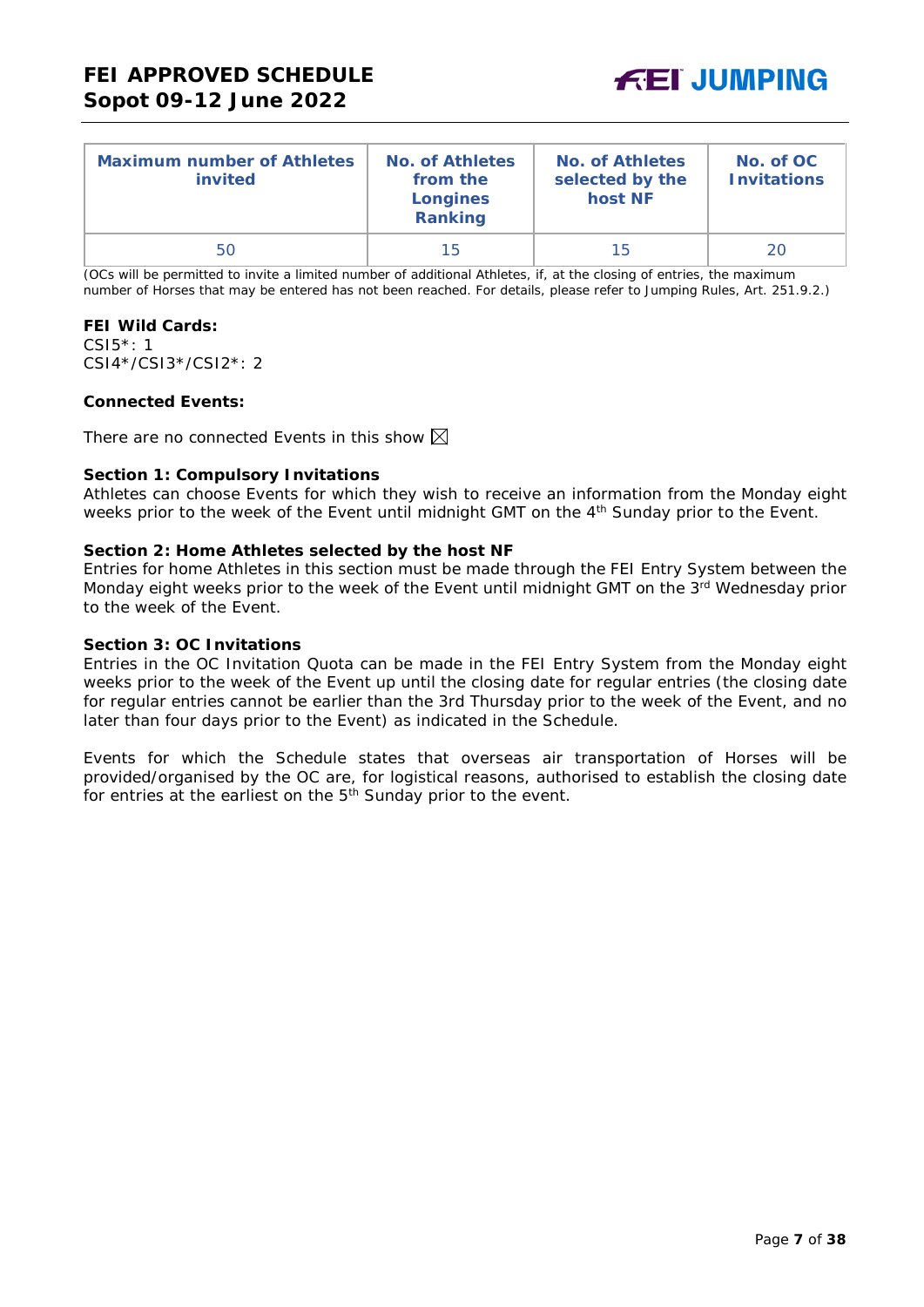| Maximum number of Athletes invited | No. of Athletes from the Longines Ranking | No. of Athletes selected by the host NF | No. of OC Invitations |
|---|---|---|---|
| 50 | 15 | 15 | 20 |

(OCs will be permitted to invite a limited number of additional Athletes, if, at the closing of entries, the maximum number of Horses that may be entered has not been reached. For details, please refer to Jumping Rules, Art. 251.9.2.)

**FEI Wild Cards:**
CSI5*: 1
CSI4*/CSI3*/CSI2*: 2

**Connected Events:**

There are no connected Events in this show ☒

**Section 1: Compulsory Invitations**
Athletes can choose Events for which they wish to receive an information from the Monday eight weeks prior to the week of the Event until midnight GMT on the 4th Sunday prior to the Event.

**Section 2: Home Athletes selected by the host NF**
Entries for home Athletes in this section must be made through the FEI Entry System between the Monday eight weeks prior to the week of the Event until midnight GMT on the 3rd Wednesday prior to the week of the Event.

**Section 3: OC Invitations**
Entries in the OC Invitation Quota can be made in the FEI Entry System from the Monday eight weeks prior to the week of the Event up until the closing date for regular entries (the closing date for regular entries cannot be earlier than the 3rd Thursday prior to the week of the Event, and no later than four days prior to the Event) as indicated in the Schedule.

Events for which the Schedule states that overseas air transportation of Horses will be provided/organised by the OC are, for logistical reasons, authorised to establish the closing date for entries at the earliest on the 5th Sunday prior to the event.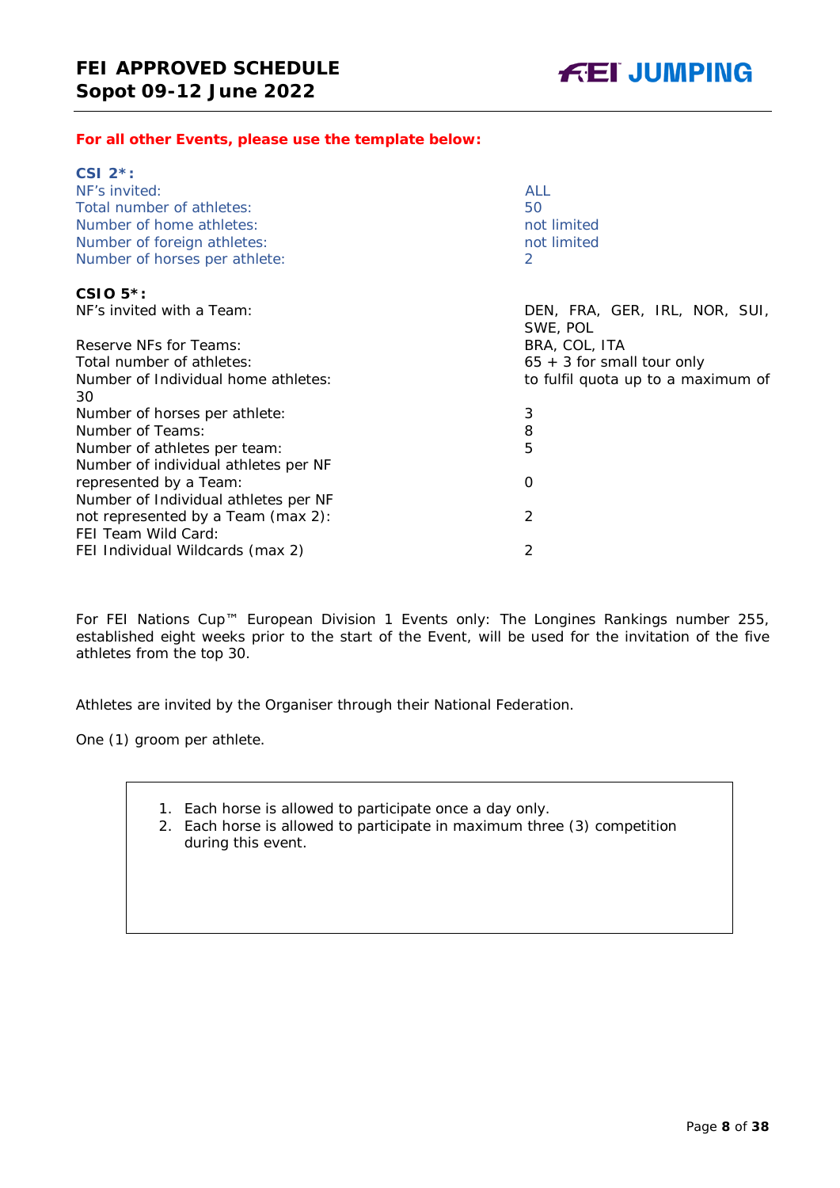**For all other Events, please use the template below:**

**CSI 2\*:**

| | |
|---|---|
| NF's invited: | ALL |
| Total number of athletes: | 50 |
| Number of home athletes: | not limited |
| Number of foreign athletes: | not limited |
| Number of horses per athlete: | 2 |

**CSIO 5\*:**

| | |
|---|---|
| NF's invited with a Team: | DEN, FRA, GER, IRL, NOR, SUI, SWE, POL |
| Reserve NFs for Teams: | BRA, COL, ITA |
| Total number of athletes: | 65 + 3 for small tour only |
| Number of Individual home athletes: 30 | to fulfil quota up to a maximum of |
| Number of horses per athlete: | 3 |
| Number of Teams: | 8 |
| Number of athletes per team: | 5 |
| Number of individual athletes per NF represented by a Team: | 0 |
| Number of Individual athletes per NF not represented by a Team (max 2): | 2 |
| FEI Team Wild Card: | |
| FEI Individual Wildcards (max 2) | 2 |

For FEI Nations Cup™ European Division 1 Events only: The Longines Rankings number 255, established eight weeks prior to the start of the Event, will be used for the invitation of the five athletes from the top 30.

Athletes are invited by the Organiser through their National Federation.

One (1) groom per athlete.

1. Each horse is allowed to participate once a day only.
2. Each horse is allowed to participate in maximum three (3) competition during this event.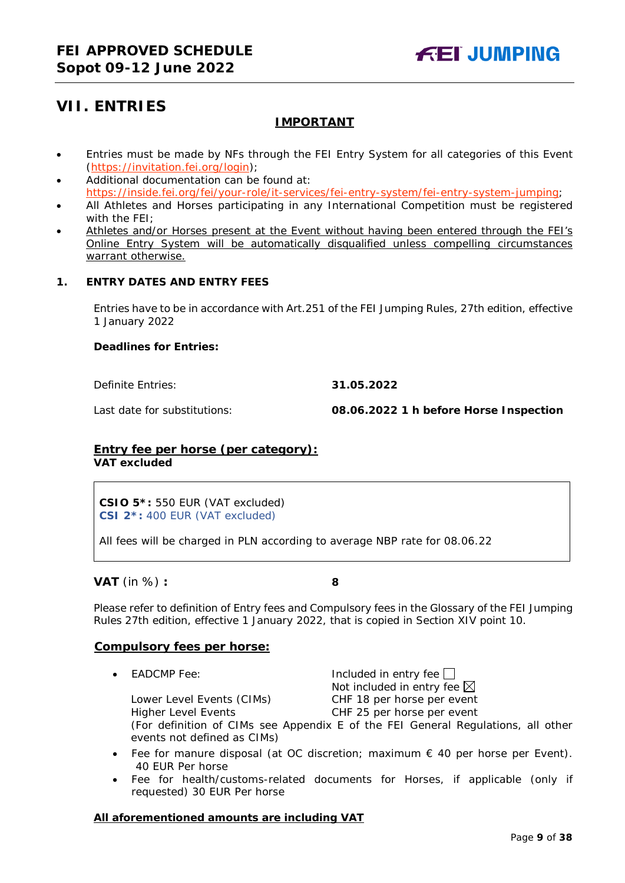# VII. ENTRIES

**IMPORTANT**

- Entries must be made by NFs through the FEI Entry System for all categories of this Event (https://invitation.fei.org/login);
- Additional documentation can be found at: https://inside.fei.org/fei/your-role/it-services/fei-entry-system/fei-entry-system-jumping;
- All Athletes and Horses participating in any International Competition must be registered with the FEI;
- Athletes and/or Horses present at the Event without having been entered through the FEI's Online Entry System will be automatically disqualified unless compelling circumstances warrant otherwise.

## 1. ENTRY DATES AND ENTRY FEES

Entries have to be in accordance with Art.251 of the FEI Jumping Rules, 27th edition, effective 1 January 2022

**Deadlines for Entries:**

| | |
|---|---|
| Definite Entries: | **31.05.2022** |
| Last date for substitutions: | **08.06.2022 1 h before Horse Inspection** |

**Entry fee per horse (per category):**
**VAT excluded**

**CSIO 5\*:** 550 EUR (VAT excluded)
**CSI 2\*:** 400 EUR (VAT excluded)

All fees will be charged in PLN according to average NBP rate for 08.06.22

**VAT** (in %) **:** **8**

Please refer to definition of Entry fees and Compulsory fees in the Glossary of the FEI Jumping Rules 27th edition, effective 1 January 2022, that is copied in Section XIV point 10.

**Compulsory fees per horse:**

- EADCMP Fee: Included in entry fee ☐ Not included in entry fee ☒
  Lower Level Events (CIMs) CHF 18 per horse per event
  Higher Level Events CHF 25 per horse per event
  (For definition of CIMs see Appendix E of the FEI General Regulations, all other events not defined as CIMs)
- Fee for manure disposal (at OC discretion; maximum € 40 per horse per Event). 40 EUR Per horse
- Fee for health/customs-related documents for Horses, if applicable (only if requested) 30 EUR Per horse

**All aforementioned amounts are including VAT**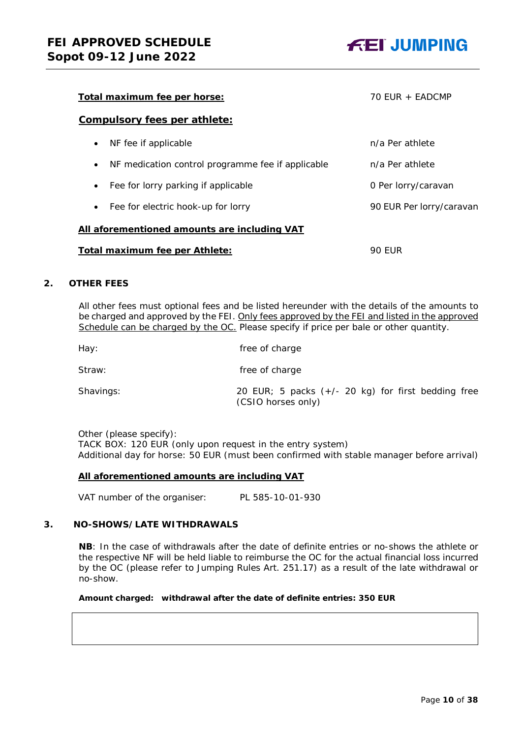**Total maximum fee per horse:** 70 EUR + EADCMP

**Compulsory fees per athlete:**

- NF fee if applicable — n/a Per athlete
- NF medication control programme fee if applicable — n/a Per athlete
- Fee for lorry parking if applicable — 0 Per lorry/caravan
- Fee for electric hook-up for lorry — 90 EUR Per lorry/caravan

**All aforementioned amounts are including VAT**

**Total maximum fee per Athlete:** 90 EUR

## 2. OTHER FEES

All other fees must optional fees and be listed hereunder with the details of the amounts to be charged and approved by the FEI. Only fees approved by the FEI and listed in the approved Schedule can be charged by the OC. Please specify if price per bale or other quantity.

| | |
|---|---|
| Hay: | free of charge |
| Straw: | free of charge |
| Shavings: | 20 EUR; 5 packs (+/- 20 kg) for first bedding free (CSIO horses only) |

Other (please specify):
TACK BOX: 120 EUR (only upon request in the entry system)
Additional day for horse: 50 EUR (must been confirmed with stable manager before arrival)

**All aforementioned amounts are including VAT**

VAT number of the organiser: PL 585-10-01-930

## 3. NO-SHOWS/LATE WITHDRAWALS

**NB**: In the case of withdrawals after the date of definite entries or no-shows the athlete or the respective NF will be held liable to reimburse the OC for the actual financial loss incurred by the OC (please refer to Jumping Rules Art. 251.17) as a result of the late withdrawal or no-show.

**Amount charged: withdrawal after the date of definite entries: 350 EUR**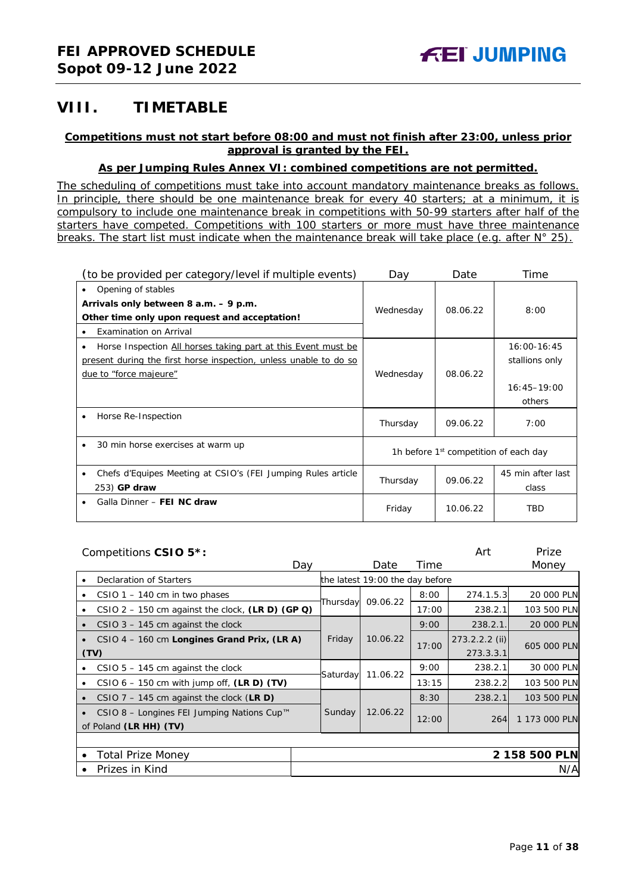## VIII. TIMETABLE

**Competitions must not start before 08:00 and must not finish after 23:00, unless prior approval is granted by the FEI.**

**As per Jumping Rules Annex VI: combined competitions are not permitted.**

The scheduling of competitions must take into account mandatory maintenance breaks as follows. In principle, there should be one maintenance break for every 40 starters; at a minimum, it is compulsory to include one maintenance break in competitions with 50-99 starters after half of the starters have competed. Competitions with 100 starters or more must have three maintenance breaks. The start list must indicate when the maintenance break will take place (e.g. after N° 25).

| (to be provided per category/level if multiple events) | Day | Date | Time |
|---|---|---|---|
| • Opening of stables<br>**Arrivals only between 8 a.m. – 9 p.m.**<br>**Other time only upon request and acceptation!**<br>• Examination on Arrival | Wednesday | 08.06.22 | 8:00 |
| • Horse Inspection All horses taking part at this Event must be present during the first horse inspection, unless unable to do so due to "force majeure" | Wednesday | 08.06.22 | 16:00-16:45 stallions only<br>16:45–19:00 others |
| • Horse Re-Inspection | Thursday | 09.06.22 | 7:00 |
| • 30 min horse exercises at warm up | 1h before 1st competition of each day | | |
| • Chefs d'Equipes Meeting at CSIO's (FEI Jumping Rules article 253) **GP draw** | Thursday | 09.06.22 | 45 min after last class |
| • Galla Dinner – **FEI NC draw** | Friday | 10.06.22 | TBD |

| Competitions **CSIO 5\*:** | Day | Date | Time | Art | Prize Money |
|---|---|---|---|---|---|
| • Declaration of Starters | the latest 19:00 the day before | | | | |
| • CSIO 1 – 140 cm in two phases | Thursday | 09.06.22 | 8:00 | 274.1.5.3 | 20 000 PLN |
| • CSIO 2 – 150 cm against the clock, **(LR D) (GP Q)** | | | 17:00 | 238.2.1 | 103 500 PLN |
| • CSIO 3 – 145 cm against the clock | Friday | 10.06.22 | 9:00 | 238.2.1. | 20 000 PLN |
| • CSIO 4 – 160 cm **Longines Grand Prix, (LR A) (TV)** | | | 17:00 | 273.2.2.2 (ii)<br>273.3.3.1 | 605 000 PLN |
| • CSIO 5 – 145 cm against the clock | Saturday | 11.06.22 | 9:00 | 238.2.1 | 30 000 PLN |
| • CSIO 6 – 150 cm with jump off, **(LR D) (TV)** | | | 13:15 | 238.2.2 | 103 500 PLN |
| • CSIO 7 – 145 cm against the clock **(LR D)** | Sunday | 12.06.22 | 8:30 | 238.2.1 | 103 500 PLN |
| • CSIO 8 – Longines FEI Jumping Nations Cup™ of Poland **(LR HH) (TV)** | | | 12:00 | 264 | 1 173 000 PLN |
| | | | | | |
| • Total Prize Money | | | | | **2 158 500 PLN** |
| • Prizes in Kind | | | | | N/A |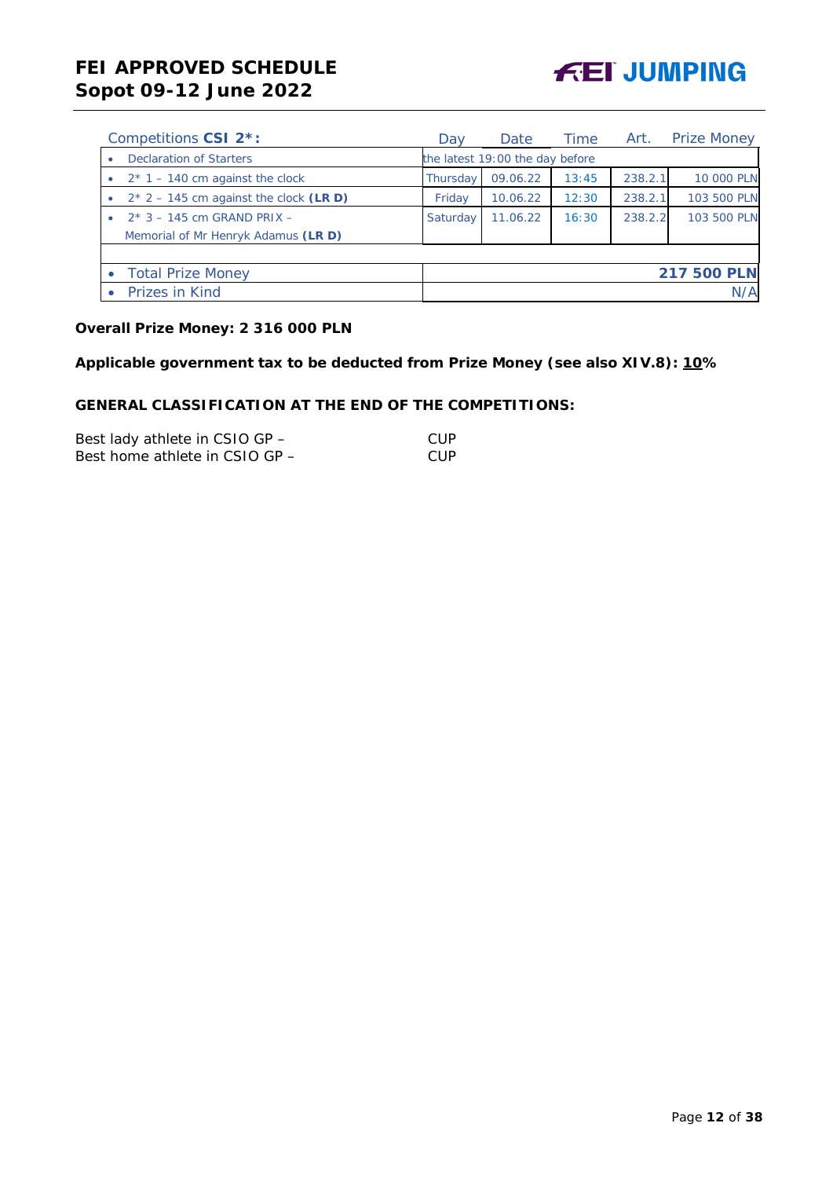| Competitions **CSI 2*:** | Day | Date | Time | Art. | Prize Money |
|---|---|---|---|---|---|
| • Declaration of Starters | the latest 19:00 the day before | | | | |
| • 2* 1 – 140 cm against the clock | Thursday | 09.06.22 | 13:45 | 238.2.1 | 10 000 PLN |
| • 2* 2 – 145 cm against the clock **(LR D)** | Friday | 10.06.22 | 12:30 | 238.2.1 | 103 500 PLN |
| • 2* 3 – 145 cm GRAND PRIX – Memorial of Mr Henryk Adamus **(LR D)** | Saturday | 11.06.22 | 16:30 | 238.2.2 | 103 500 PLN |
| | | | | | |
| • Total Prize Money | | | | | **217 500 PLN** |
| • Prizes in Kind | | | | | N/A |

**Overall Prize Money: 2 316 000 PLN**

**Applicable government tax to be deducted from Prize Money (see also XIV.8): 10%**

**GENERAL CLASSIFICATION AT THE END OF THE COMPETITIONS:**

Best lady athlete in CSIO GP – CUP
Best home athlete in CSIO GP – CUP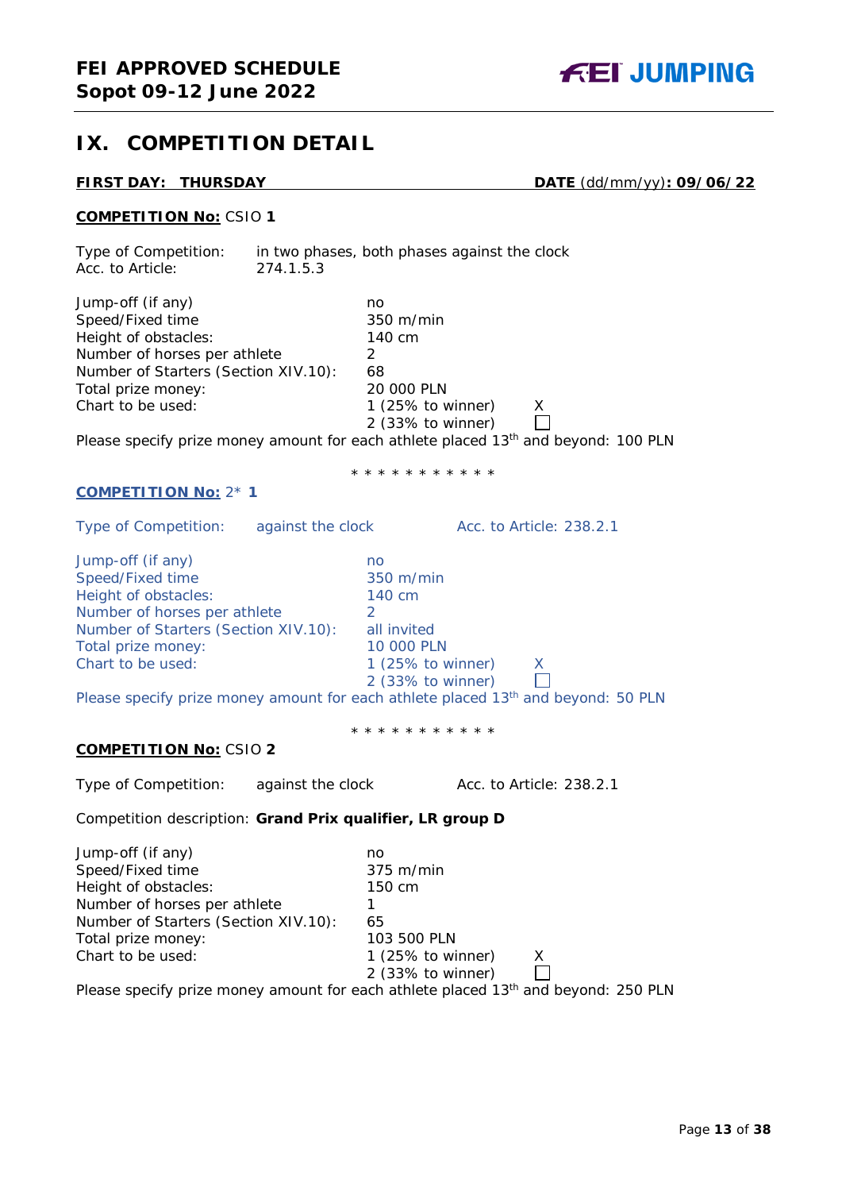## IX. COMPETITION DETAIL

**FIRST DAY: THURSDAY** **DATE** (dd/mm/yy)**: 09/06/22**

**COMPETITION No:** CSIO **1**

Type of Competition: in two phases, both phases against the clock
Acc. to Article: 274.1.5.3

| | |
|---|---|
| Jump-off (if any) | no |
| Speed/Fixed time | 350 m/min |
| Height of obstacles: | 140 cm |
| Number of horses per athlete | 2 |
| Number of Starters (Section XIV.10): | 68 |
| Total prize money: | 20 000 PLN |
| Chart to be used: | 1 (25% to winner) X |
| | 2 (33% to winner) ☐ |

Please specify prize money amount for each athlete placed 13th and beyond: 100 PLN

\* \* \* \* \* \* \* \* \* \* \*

**COMPETITION No:** 2* **1**

Type of Competition: against the clock Acc. to Article: 238.2.1

| | |
|---|---|
| Jump-off (if any) | no |
| Speed/Fixed time | 350 m/min |
| Height of obstacles: | 140 cm |
| Number of horses per athlete | 2 |
| Number of Starters (Section XIV.10): | all invited |
| Total prize money: | 10 000 PLN |
| Chart to be used: | 1 (25% to winner) X |
| | 2 (33% to winner) ☐ |

Please specify prize money amount for each athlete placed 13th and beyond: 50 PLN

\* \* \* \* \* \* \* \* \* \* \*

**COMPETITION No:** CSIO **2**

Type of Competition: against the clock Acc. to Article: 238.2.1

Competition description: **Grand Prix qualifier, LR group D**

| | |
|---|---|
| Jump-off (if any) | no |
| Speed/Fixed time | 375 m/min |
| Height of obstacles: | 150 cm |
| Number of horses per athlete | 1 |
| Number of Starters (Section XIV.10): | 65 |
| Total prize money: | 103 500 PLN |
| Chart to be used: | 1 (25% to winner) X |
| | 2 (33% to winner) ☐ |

Please specify prize money amount for each athlete placed 13th and beyond: 250 PLN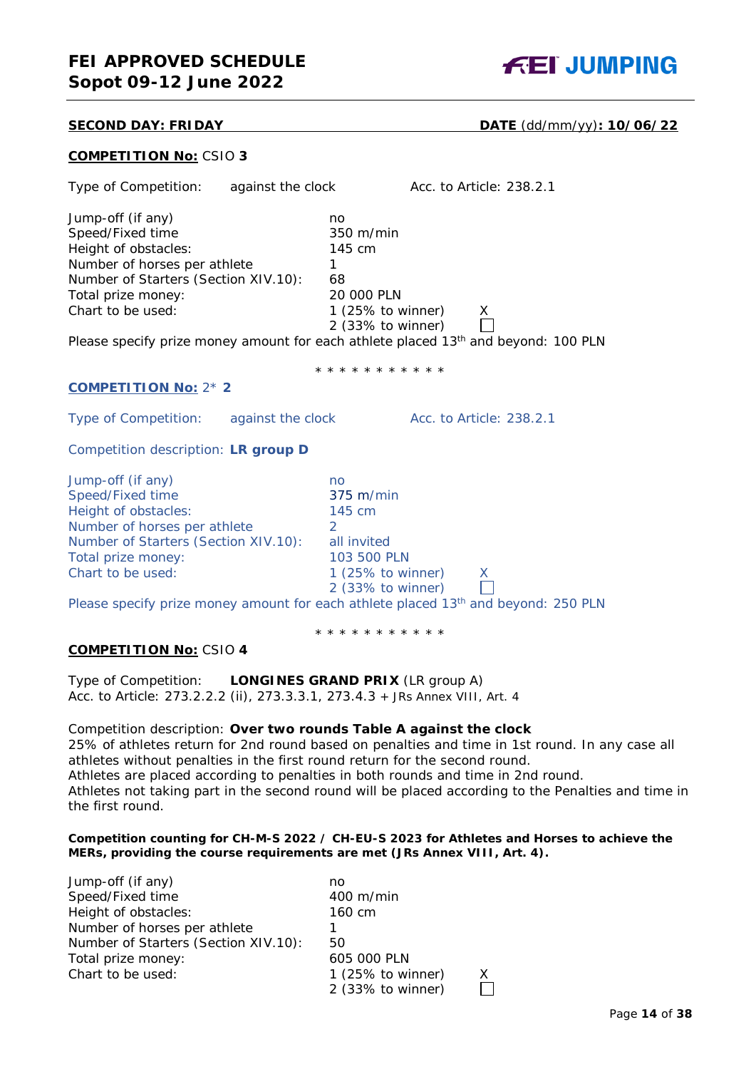**SECOND DAY: FRIDAY** **DATE** (dd/mm/yy)**: 10/06/22**

**COMPETITION No:** CSIO **3**

Type of Competition: against the clock Acc. to Article: 238.2.1

| | | |
|---|---|---|
| Jump-off (if any) | no | |
| Speed/Fixed time | 350 m/min | |
| Height of obstacles: | 145 cm | |
| Number of horses per athlete | 1 | |
| Number of Starters (Section XIV.10): | 68 | |
| Total prize money: | 20 000 PLN | |
| Chart to be used: | 1 (25% to winner) | X |
| | 2 (33% to winner) | ☐ |

Please specify prize money amount for each athlete placed 13th and beyond: 100 PLN

\* \* \* \* \* \* \* \* \* \* \*

**COMPETITION No:** 2* **2**

Type of Competition: against the clock Acc. to Article: 238.2.1

Competition description: **LR group D**

| | | |
|---|---|---|
| Jump-off (if any) | no | |
| Speed/Fixed time | 375 m/min | |
| Height of obstacles: | 145 cm | |
| Number of horses per athlete | 2 | |
| Number of Starters (Section XIV.10): | all invited | |
| Total prize money: | 103 500 PLN | |
| Chart to be used: | 1 (25% to winner) | X |
| | 2 (33% to winner) | ☐ |

Please specify prize money amount for each athlete placed 13th and beyond: 250 PLN

\* \* \* \* \* \* \* \* \* \* \*

**COMPETITION No:** CSIO **4**

Type of Competition: **LONGINES GRAND PRIX** (LR group A)
Acc. to Article: 273.2.2.2 (ii), 273.3.3.1, 273.4.3 + JRs Annex VIII, Art. 4

Competition description: **Over two rounds Table A against the clock**
25% of athletes return for 2nd round based on penalties and time in 1st round. In any case all athletes without penalties in the first round return for the second round.
Athletes are placed according to penalties in both rounds and time in 2nd round.
Athletes not taking part in the second round will be placed according to the Penalties and time in the first round.

**Competition counting for CH-M-S 2022 / CH-EU-S 2023 for Athletes and Horses to achieve the MERs, providing the course requirements are met (JRs Annex VIII, Art. 4).**

| | | |
|---|---|---|
| Jump-off (if any) | no | |
| Speed/Fixed time | 400 m/min | |
| Height of obstacles: | 160 cm | |
| Number of horses per athlete | 1 | |
| Number of Starters (Section XIV.10): | 50 | |
| Total prize money: | 605 000 PLN | |
| Chart to be used: | 1 (25% to winner) | X |
| | 2 (33% to winner) | ☐ |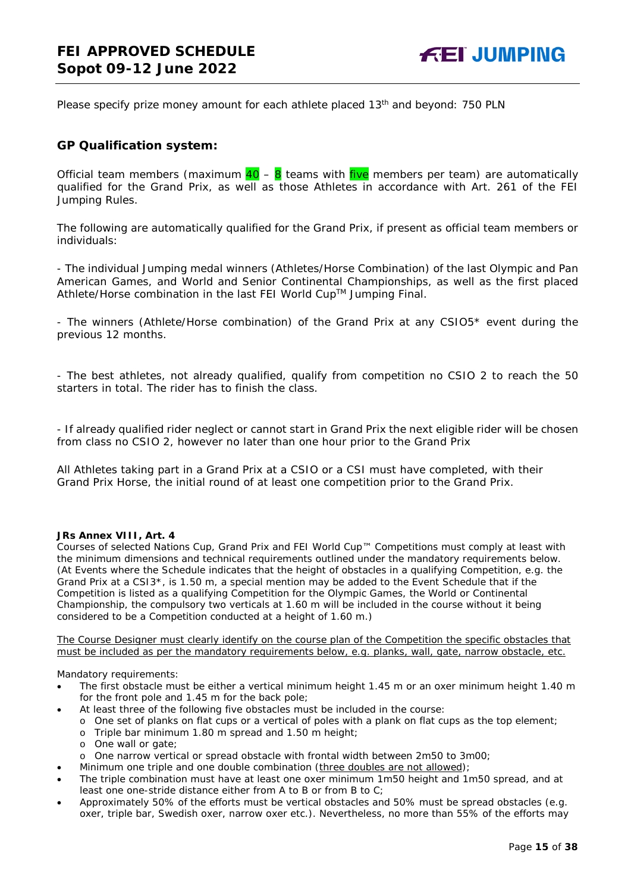Please specify prize money amount for each athlete placed 13th and beyond: 750 PLN

## GP Qualification system:

Official team members (maximum 40 – 8 teams with five members per team) are automatically qualified for the Grand Prix, as well as those Athletes in accordance with Art. 261 of the FEI Jumping Rules.

The following are automatically qualified for the Grand Prix, if present as official team members or individuals:

- The individual Jumping medal winners (Athletes/Horse Combination) of the last Olympic and Pan American Games, and World and Senior Continental Championships, as well as the first placed Athlete/Horse combination in the last FEI World Cup™ Jumping Final.

- The winners (Athlete/Horse combination) of the Grand Prix at any CSIO5* event during the previous 12 months.

- The best athletes, not already qualified, qualify from competition no CSIO 2 to reach the 50 starters in total. The rider has to finish the class.

- If already qualified rider neglect or cannot start in Grand Prix the next eligible rider will be chosen from class no CSIO 2, however no later than one hour prior to the Grand Prix

All Athletes taking part in a Grand Prix at a CSIO or a CSI must have completed, with their Grand Prix Horse, the initial round of at least one competition prior to the Grand Prix.

**JRs Annex VIII, Art. 4**

Courses of selected Nations Cup, Grand Prix and FEI World Cup™ Competitions must comply at least with the minimum dimensions and technical requirements outlined under the mandatory requirements below. (At Events where the Schedule indicates that the height of obstacles in a qualifying Competition, e.g. the Grand Prix at a CSI3*, is 1.50 m, a special mention may be added to the Event Schedule that if the Competition is listed as a qualifying Competition for the Olympic Games, the World or Continental Championship, the compulsory two verticals at 1.60 m will be included in the course without it being considered to be a Competition conducted at a height of 1.60 m.)

<u>The Course Designer must clearly identify on the course plan of the Competition the specific obstacles that must be included as per the mandatory requirements below, e.g. planks, wall, gate, narrow obstacle, etc.</u>

Mandatory requirements:

- The first obstacle must be either a vertical minimum height 1.45 m or an oxer minimum height 1.40 m for the front pole and 1.45 m for the back pole;
- At least three of the following five obstacles must be included in the course:
  - One set of planks on flat cups or a vertical of poles with a plank on flat cups as the top element;
  - Triple bar minimum 1.80 m spread and 1.50 m height;
  - One wall or gate;
  - One narrow vertical or spread obstacle with frontal width between 2m50 to 3m00;
- Minimum one triple and one double combination (<u>three doubles are not allowed</u>);
- The triple combination must have at least one oxer minimum 1m50 height and 1m50 spread, and at least one one-stride distance either from A to B or from B to C;
- Approximately 50% of the efforts must be vertical obstacles and 50% must be spread obstacles (e.g. oxer, triple bar, Swedish oxer, narrow oxer etc.). Nevertheless, no more than 55% of the efforts may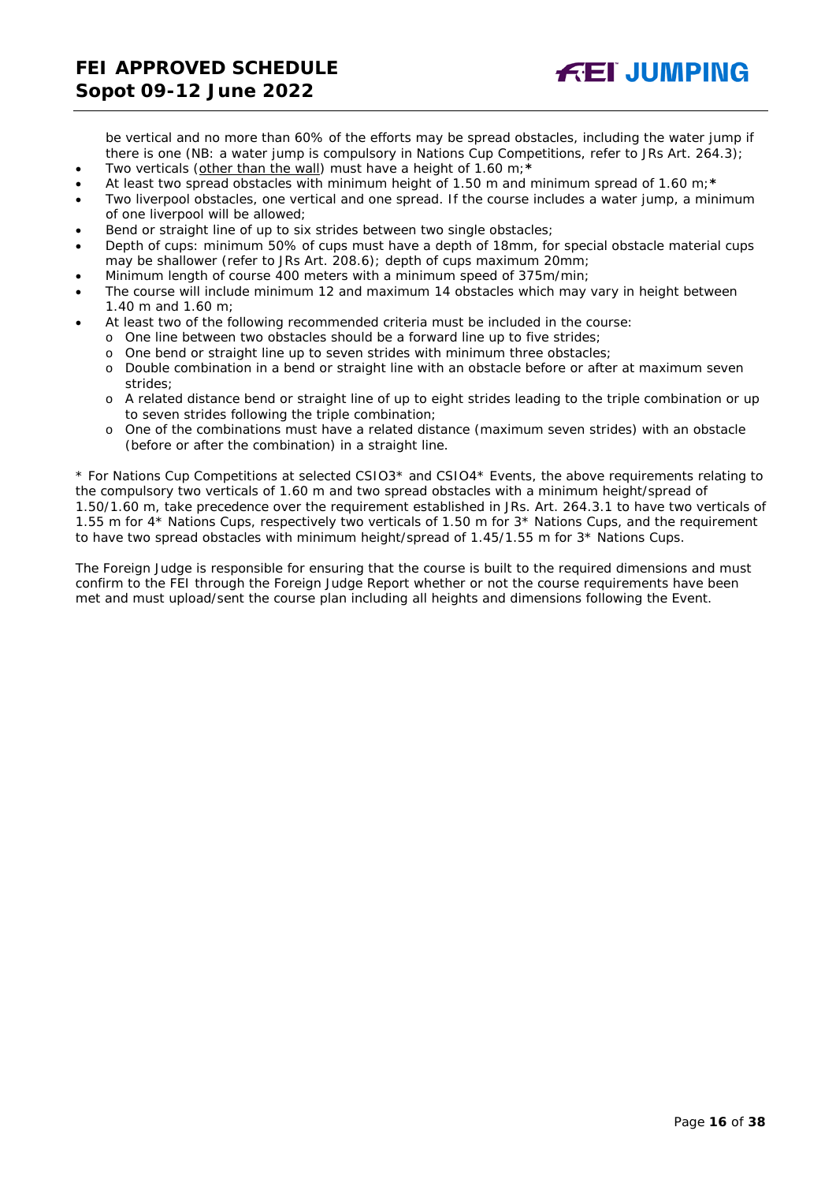be vertical and no more than 60% of the efforts may be spread obstacles, including the water jump if there is one (NB: a water jump is compulsory in Nations Cup Competitions, refer to JRs Art. 264.3);

- Two verticals (<u>other than the wall</u>) must have a height of 1.60 m;**\***
- At least two spread obstacles with minimum height of 1.50 m and minimum spread of 1.60 m;**\***
- Two liverpool obstacles, one vertical and one spread. If the course includes a water jump, a minimum of one liverpool will be allowed;
- Bend or straight line of up to six strides between two single obstacles;
- Depth of cups: minimum 50% of cups must have a depth of 18mm, for special obstacle material cups may be shallower (refer to JRs Art. 208.6); depth of cups maximum 20mm;
- Minimum length of course 400 meters with a minimum speed of 375m/min;
- The course will include minimum 12 and maximum 14 obstacles which may vary in height between 1.40 m and 1.60 m;
- At least two of the following recommended criteria must be included in the course:
  - One line between two obstacles should be a forward line up to five strides;
  - One bend or straight line up to seven strides with minimum three obstacles;
  - Double combination in a bend or straight line with an obstacle before or after at maximum seven strides;
  - A related distance bend or straight line of up to eight strides leading to the triple combination or up to seven strides following the triple combination;
  - One of the combinations must have a related distance (maximum seven strides) with an obstacle (before or after the combination) in a straight line.

\* For Nations Cup Competitions at selected CSIO3* and CSIO4* Events, the above requirements relating to the compulsory two verticals of 1.60 m and two spread obstacles with a minimum height/spread of 1.50/1.60 m, take precedence over the requirement established in JRs. Art. 264.3.1 to have two verticals of 1.55 m for 4* Nations Cups, respectively two verticals of 1.50 m for 3* Nations Cups, and the requirement to have two spread obstacles with minimum height/spread of 1.45/1.55 m for 3* Nations Cups.

The Foreign Judge is responsible for ensuring that the course is built to the required dimensions and must confirm to the FEI through the Foreign Judge Report whether or not the course requirements have been met and must upload/sent the course plan including all heights and dimensions following the Event.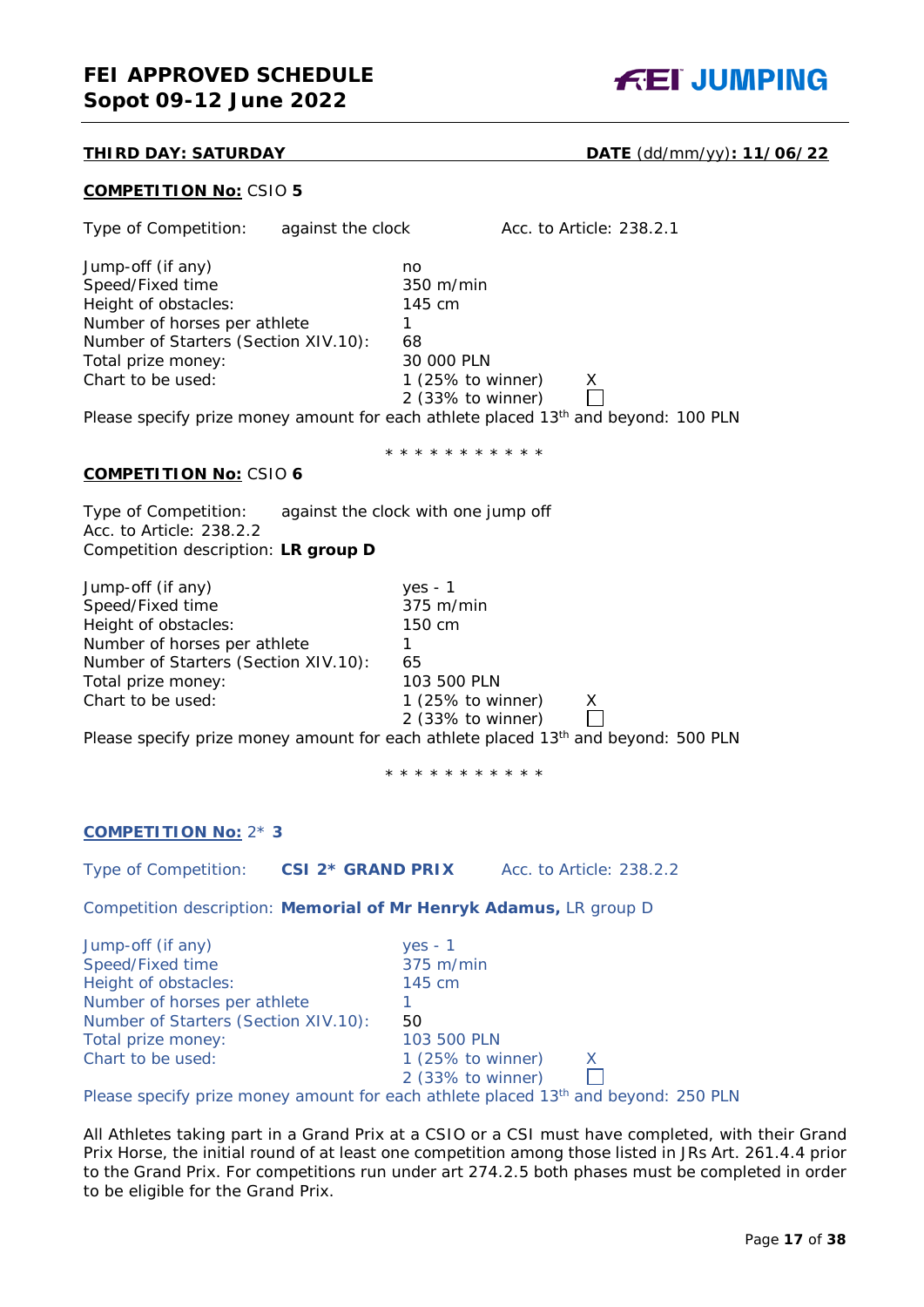**THIRD DAY: SATURDAY** **DATE** (dd/mm/yy)**: 11/06/22**

**COMPETITION No:** CSIO **5**

Type of Competition: against the clock Acc. to Article: 238.2.1

| | | |
|---|---|---|
| Jump-off (if any) | no | |
| Speed/Fixed time | 350 m/min | |
| Height of obstacles: | 145 cm | |
| Number of horses per athlete | 1 | |
| Number of Starters (Section XIV.10): | 68 | |
| Total prize money: | 30 000 PLN | |
| Chart to be used: | 1 (25% to winner) | X |
| | 2 (33% to winner) | ☐ |

Please specify prize money amount for each athlete placed 13th and beyond: 100 PLN

* * * * * * * * * * *

**COMPETITION No:** CSIO **6**

Type of Competition: against the clock with one jump off
Acc. to Article: 238.2.2
Competition description: **LR group D**

| | | |
|---|---|---|
| Jump-off (if any) | yes - 1 | |
| Speed/Fixed time | 375 m/min | |
| Height of obstacles: | 150 cm | |
| Number of horses per athlete | 1 | |
| Number of Starters (Section XIV.10): | 65 | |
| Total prize money: | 103 500 PLN | |
| Chart to be used: | 1 (25% to winner) | X |
| | 2 (33% to winner) | ☐ |

Please specify prize money amount for each athlete placed 13th and beyond: 500 PLN

* * * * * * * * * * *

**COMPETITION No:** 2* **3**

Type of Competition: **CSI 2* GRAND PRIX** Acc. to Article: 238.2.2

Competition description: **Memorial of Mr Henryk Adamus,** LR group D

| | | |
|---|---|---|
| Jump-off (if any) | yes - 1 | |
| Speed/Fixed time | 375 m/min | |
| Height of obstacles: | 145 cm | |
| Number of horses per athlete | 1 | |
| Number of Starters (Section XIV.10): | 50 | |
| Total prize money: | 103 500 PLN | |
| Chart to be used: | 1 (25% to winner) | X |
| | 2 (33% to winner) | ☐ |

Please specify prize money amount for each athlete placed 13th and beyond: 250 PLN

All Athletes taking part in a Grand Prix at a CSIO or a CSI must have completed, with their Grand Prix Horse, the initial round of at least one competition among those listed in JRs Art. 261.4.4 prior to the Grand Prix. For competitions run under art 274.2.5 both phases must be completed in order to be eligible for the Grand Prix.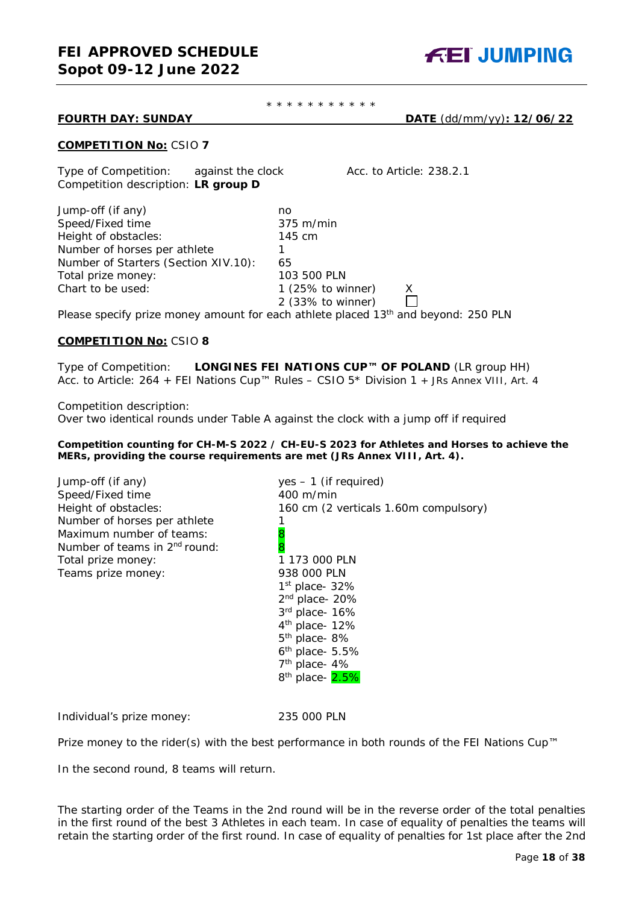\* \* \* \* \* \* \* \* \* \* \*

**FOURTH DAY: SUNDAY** **DATE** (dd/mm/yy)**: 12/06/22**

**COMPETITION No:** CSIO **7**

Type of Competition: against the clock Acc. to Article: 238.2.1
Competition description: **LR group D**

| | |
|---|---|
| Jump-off (if any) | no |
| Speed/Fixed time | 375 m/min |
| Height of obstacles: | 145 cm |
| Number of horses per athlete | 1 |
| Number of Starters (Section XIV.10): | 65 |
| Total prize money: | 103 500 PLN |
| Chart to be used: | 1 (25% to winner) X |
| | 2 (33% to winner) ☐ |

Please specify prize money amount for each athlete placed 13th and beyond: 250 PLN

**COMPETITION No:** CSIO **8**

Type of Competition: **LONGINES FEI NATIONS CUP™ OF POLAND** (LR group HH)
Acc. to Article: 264 + FEI Nations Cup™ Rules – CSIO 5\* Division 1 + JRs Annex VIII, Art. 4

Competition description:
Over two identical rounds under Table A against the clock with a jump off if required

**Competition counting for CH-M-S 2022 / CH-EU-S 2023 for Athletes and Horses to achieve the MERs, providing the course requirements are met (JRs Annex VIII, Art. 4).**

| | |
|---|---|
| Jump-off (if any) | yes – 1 (if required) |
| Speed/Fixed time | 400 m/min |
| Height of obstacles: | 160 cm (2 verticals 1.60m compulsory) |
| Number of horses per athlete | 1 |
| Maximum number of teams: | 8 |
| Number of teams in 2nd round: | 8 |
| Total prize money: | 1 173 000 PLN |
| Teams prize money: | 938 000 PLN |
| | 1st place- 32% |
| | 2nd place- 20% |
| | 3rd place- 16% |
| | 4th place- 12% |
| | 5th place- 8% |
| | 6th place- 5.5% |
| | 7th place- 4% |
| | 8th place- 2.5% |

Individual's prize money: 235 000 PLN

Prize money to the rider(s) with the best performance in both rounds of the FEI Nations Cup™

In the second round, 8 teams will return.

The starting order of the Teams in the 2nd round will be in the reverse order of the total penalties in the first round of the best 3 Athletes in each team. In case of equality of penalties the teams will retain the starting order of the first round. In case of equality of penalties for 1st place after the 2nd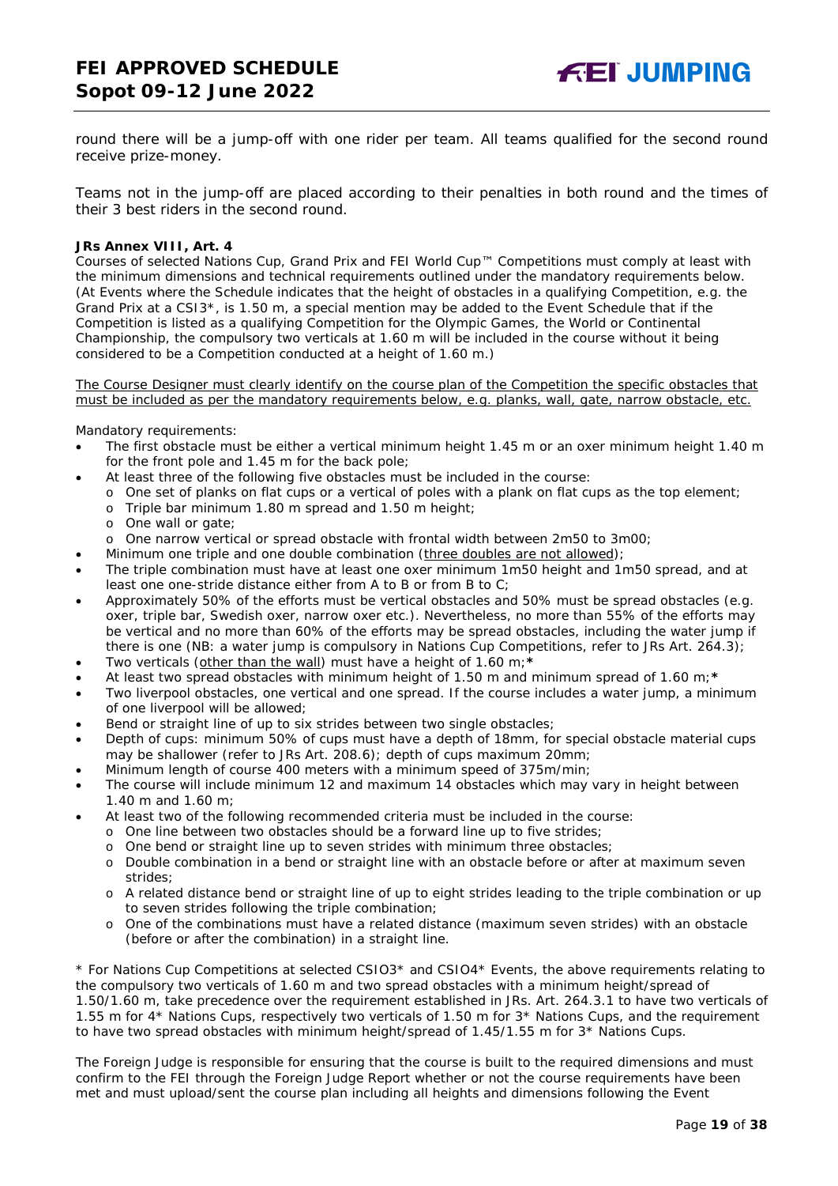round there will be a jump-off with one rider per team. All teams qualified for the second round receive prize-money.

Teams not in the jump-off are placed according to their penalties in both round and the times of their 3 best riders in the second round.

**JRs Annex VIII, Art. 4**

Courses of selected Nations Cup, Grand Prix and FEI World Cup™ Competitions must comply at least with the minimum dimensions and technical requirements outlined under the mandatory requirements below. (At Events where the Schedule indicates that the height of obstacles in a qualifying Competition, e.g. the Grand Prix at a CSI3*, is 1.50 m, a special mention may be added to the Event Schedule that if the Competition is listed as a qualifying Competition for the Olympic Games, the World or Continental Championship, the compulsory two verticals at 1.60 m will be included in the course without it being considered to be a Competition conducted at a height of 1.60 m.)

<u>The Course Designer must clearly identify on the course plan of the Competition the specific obstacles that must be included as per the mandatory requirements below, e.g. planks, wall, gate, narrow obstacle, etc.</u>

Mandatory requirements:

- The first obstacle must be either a vertical minimum height 1.45 m or an oxer minimum height 1.40 m for the front pole and 1.45 m for the back pole;
- At least three of the following five obstacles must be included in the course:
  - One set of planks on flat cups or a vertical of poles with a plank on flat cups as the top element;
  - Triple bar minimum 1.80 m spread and 1.50 m height;
  - One wall or gate;
  - One narrow vertical or spread obstacle with frontal width between 2m50 to 3m00;
- Minimum one triple and one double combination (<u>three doubles are not allowed</u>);
- The triple combination must have at least one oxer minimum 1m50 height and 1m50 spread, and at least one one-stride distance either from A to B or from B to C;
- Approximately 50% of the efforts must be vertical obstacles and 50% must be spread obstacles (e.g. oxer, triple bar, Swedish oxer, narrow oxer etc.). Nevertheless, no more than 55% of the efforts may be vertical and no more than 60% of the efforts may be spread obstacles, including the water jump if there is one (NB: a water jump is compulsory in Nations Cup Competitions, refer to JRs Art. 264.3);
- Two verticals (<u>other than the wall</u>) must have a height of 1.60 m;**\***
- At least two spread obstacles with minimum height of 1.50 m and minimum spread of 1.60 m;**\***
- Two liverpool obstacles, one vertical and one spread. If the course includes a water jump, a minimum of one liverpool will be allowed;
- Bend or straight line of up to six strides between two single obstacles;
- Depth of cups: minimum 50% of cups must have a depth of 18mm, for special obstacle material cups may be shallower (refer to JRs Art. 208.6); depth of cups maximum 20mm;
- Minimum length of course 400 meters with a minimum speed of 375m/min;
- The course will include minimum 12 and maximum 14 obstacles which may vary in height between 1.40 m and 1.60 m;
- At least two of the following recommended criteria must be included in the course:
  - One line between two obstacles should be a forward line up to five strides;
  - One bend or straight line up to seven strides with minimum three obstacles;
  - Double combination in a bend or straight line with an obstacle before or after at maximum seven strides;
  - A related distance bend or straight line of up to eight strides leading to the triple combination or up to seven strides following the triple combination;
  - One of the combinations must have a related distance (maximum seven strides) with an obstacle (before or after the combination) in a straight line.

\* For Nations Cup Competitions at selected CSIO3* and CSIO4* Events, the above requirements relating to the compulsory two verticals of 1.60 m and two spread obstacles with a minimum height/spread of 1.50/1.60 m, take precedence over the requirement established in JRs. Art. 264.3.1 to have two verticals of 1.55 m for 4* Nations Cups, respectively two verticals of 1.50 m for 3* Nations Cups, and the requirement to have two spread obstacles with minimum height/spread of 1.45/1.55 m for 3* Nations Cups.

The Foreign Judge is responsible for ensuring that the course is built to the required dimensions and must confirm to the FEI through the Foreign Judge Report whether or not the course requirements have been met and must upload/sent the course plan including all heights and dimensions following the Event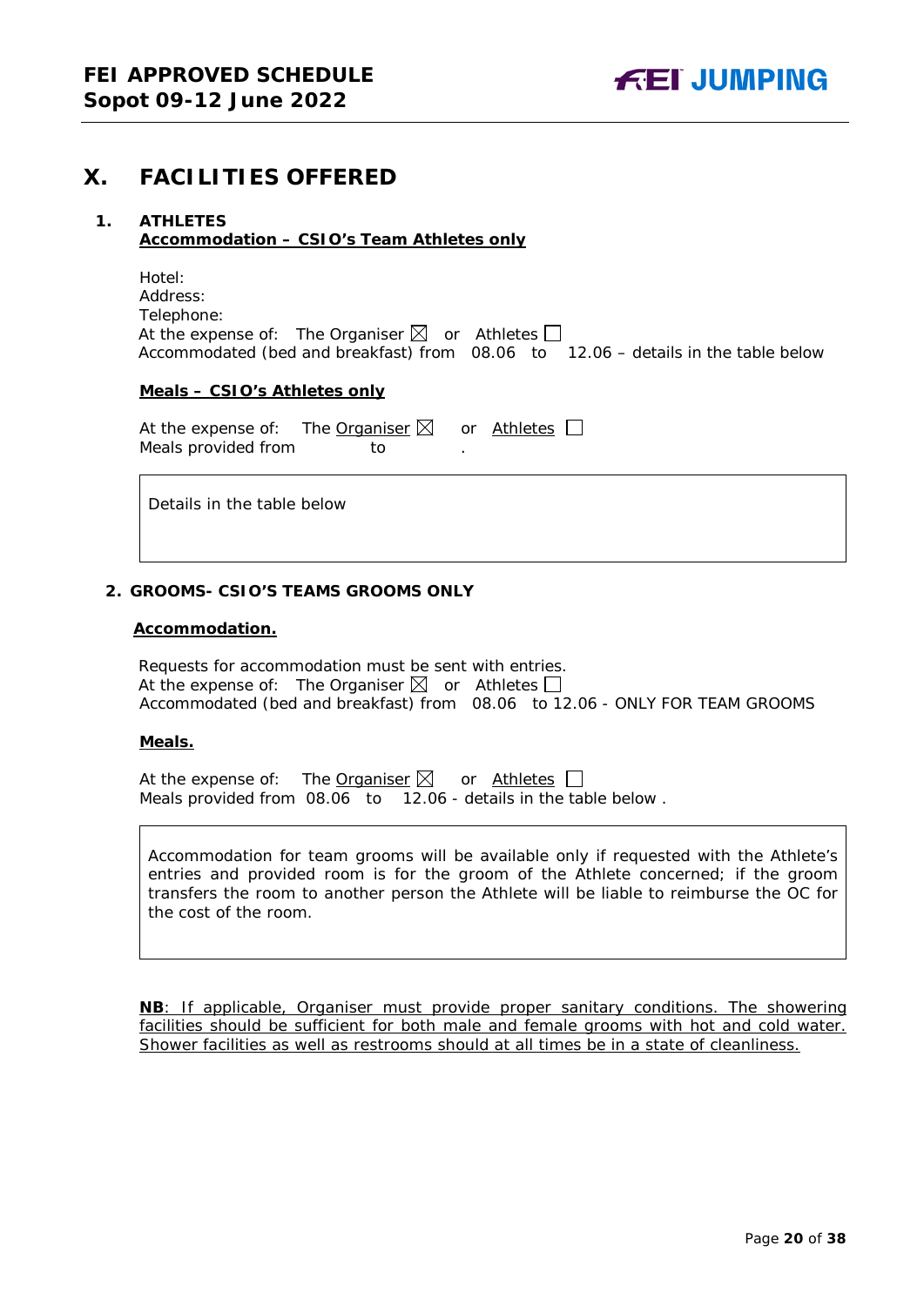# X. FACILITIES OFFERED

## 1. ATHLETES

**Accommodation – CSIO's Team Athletes only**

Hotel:
Address:
Telephone:
At the expense of: The Organiser ☒ or Athletes ☐
Accommodated (bed and breakfast) from 08.06 to 12.06 – details in the table below

**Meals – CSIO's Athletes only**

At the expense of: The Organiser ☒ or Athletes ☐
Meals provided from to .

Details in the table below

## 2. GROOMS- CSIO'S TEAMS GROOMS ONLY

**Accommodation.**

Requests for accommodation must be sent with entries.
At the expense of: The Organiser ☒ or Athletes ☐
Accommodated (bed and breakfast) from 08.06 to 12.06 - ONLY FOR TEAM GROOMS

**Meals.**

At the expense of: The Organiser ☒ or Athletes ☐
Meals provided from 08.06 to 12.06 - details in the table below .

Accommodation for team grooms will be available only if requested with the Athlete's entries and provided room is for the groom of the Athlete concerned; if the groom transfers the room to another person the Athlete will be liable to reimburse the OC for the cost of the room.

**NB**: If applicable, Organiser must provide proper sanitary conditions. The showering facilities should be sufficient for both male and female grooms with hot and cold water. Shower facilities as well as restrooms should at all times be in a state of cleanliness.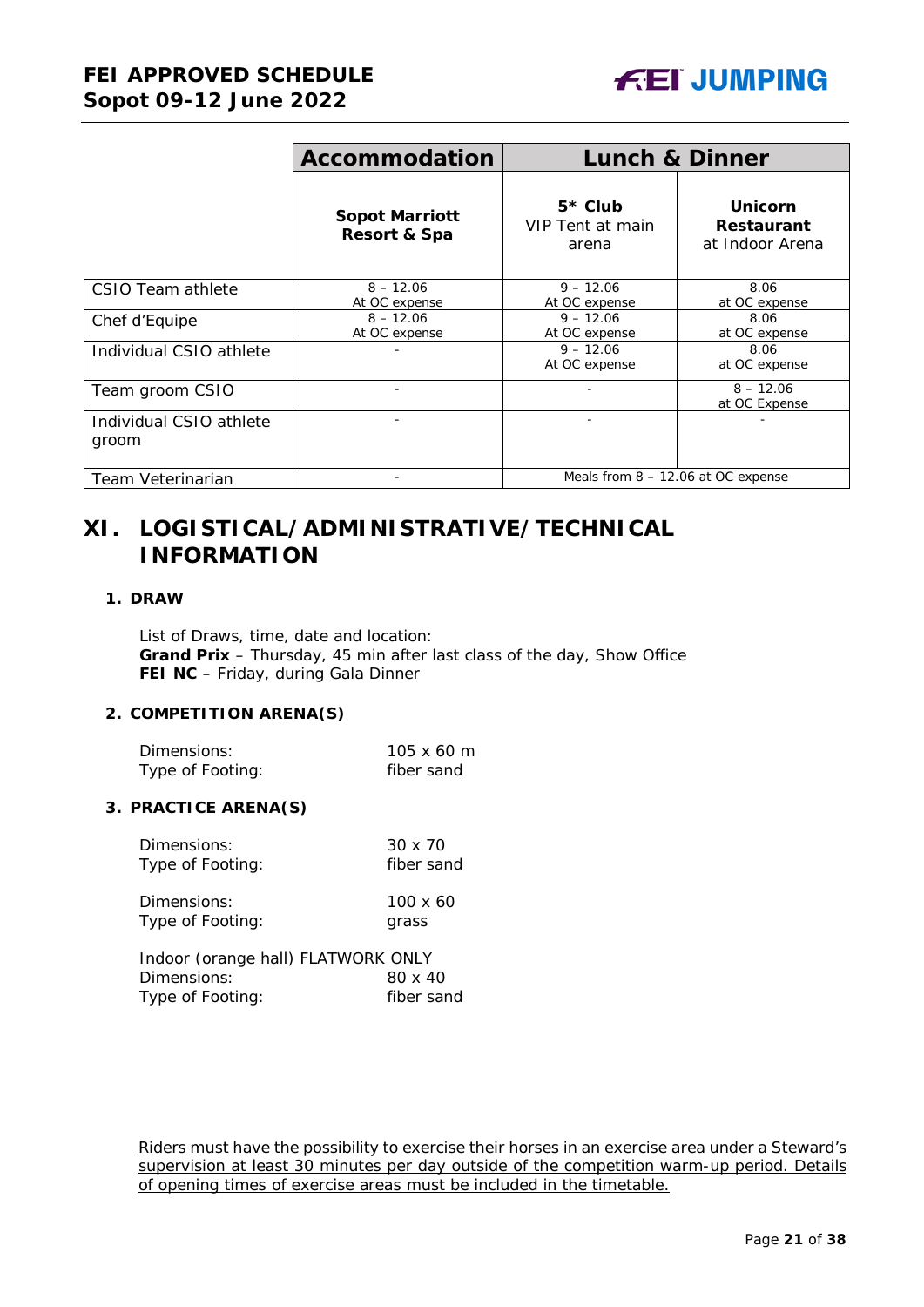| | Accommodation | Lunch & Dinner | |
|---|---|---|---|
| | **Sopot Marriott Resort & Spa** | **5* Club** VIP Tent at main arena | **Unicorn Restaurant** at Indoor Arena |
| CSIO Team athlete | 8 – 12.06 At OC expense | 9 – 12.06 At OC expense | 8.06 at OC expense |
| Chef d'Equipe | 8 – 12.06 At OC expense | 9 – 12.06 At OC expense | 8.06 at OC expense |
| Individual CSIO athlete | - | 9 – 12.06 At OC expense | 8.06 at OC expense |
| Team groom CSIO | - | - | 8 – 12.06 at OC Expense |
| Individual CSIO athlete groom | - | - | - |
| Team Veterinarian | - | Meals from 8 – 12.06 at OC expense | |

# XI. LOGISTICAL/ADMINISTRATIVE/TECHNICAL INFORMATION

## 1. DRAW

List of Draws, time, date and location:
**Grand Prix** – Thursday, 45 min after last class of the day, Show Office
**FEI NC** – Friday, during Gala Dinner

## 2. COMPETITION ARENA(S)

Dimensions: 105 x 60 m
Type of Footing: fiber sand

## 3. PRACTICE ARENA(S)

Dimensions: 30 x 70
Type of Footing: fiber sand

Dimensions: 100 x 60
Type of Footing: grass

Indoor (orange hall) FLATWORK ONLY
Dimensions: 80 x 40
Type of Footing: fiber sand

Riders must have the possibility to exercise their horses in an exercise area under a Steward's supervision at least 30 minutes per day outside of the competition warm-up period. Details of opening times of exercise areas must be included in the timetable.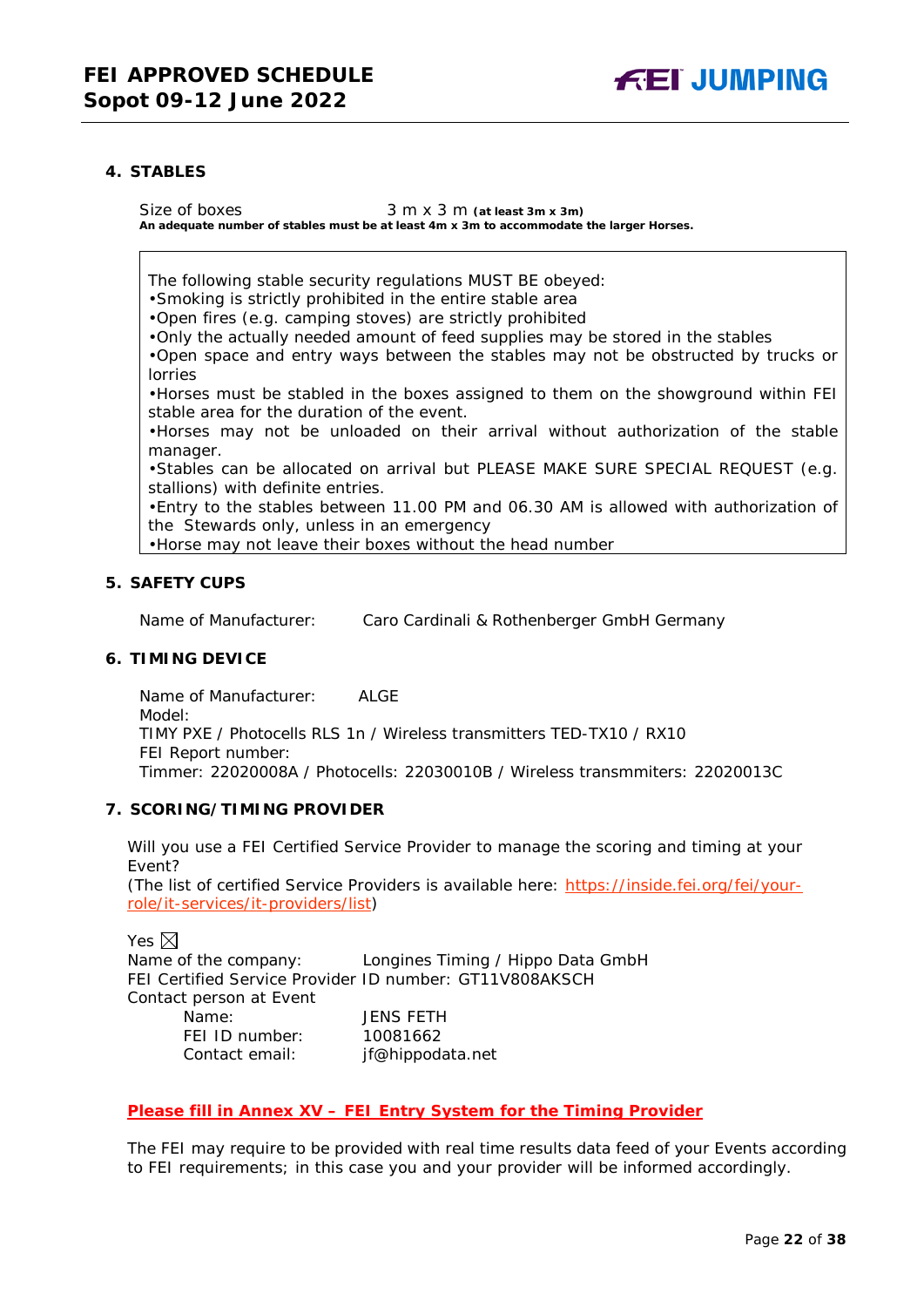## 4. STABLES

Size of boxes 3 m x 3 m **(at least 3m x 3m)**
**An adequate number of stables must be at least 4m x 3m to accommodate the larger Horses.**

The following stable security regulations MUST BE obeyed:
- Smoking is strictly prohibited in the entire stable area
- Open fires (e.g. camping stoves) are strictly prohibited
- Only the actually needed amount of feed supplies may be stored in the stables
- Open space and entry ways between the stables may not be obstructed by trucks or lorries
- Horses must be stabled in the boxes assigned to them on the showground within FEI stable area for the duration of the event.
- Horses may not be unloaded on their arrival without authorization of the stable manager.
- Stables can be allocated on arrival but PLEASE MAKE SURE SPECIAL REQUEST (e.g. stallions) with definite entries.
- Entry to the stables between 11.00 PM and 06.30 AM is allowed with authorization of the Stewards only, unless in an emergency
- Horse may not leave their boxes without the head number

## 5. SAFETY CUPS

Name of Manufacturer: Caro Cardinali & Rothenberger GmbH Germany

## 6. TIMING DEVICE

Name of Manufacturer: ALGE
Model:
TIMY PXE / Photocells RLS 1n / Wireless transmitters TED-TX10 / RX10
FEI Report number:
Timmer: 22020008A / Photocells: 22030010B / Wireless transmmiters: 22020013C

## 7. SCORING/TIMING PROVIDER

Will you use a FEI Certified Service Provider to manage the scoring and timing at your Event?
(The list of certified Service Providers is available here: https://inside.fei.org/fei/your-role/it-services/it-providers/list)

Yes ☒
Name of the company: Longines Timing / Hippo Data GmbH
FEI Certified Service Provider ID number: GT11V808AKSCH
Contact person at Event
Name: JENS FETH
FEI ID number: 10081662
Contact email: jf@hippodata.net

**Please fill in Annex XV – FEI Entry System for the Timing Provider**

The FEI may require to be provided with real time results data feed of your Events according to FEI requirements; in this case you and your provider will be informed accordingly.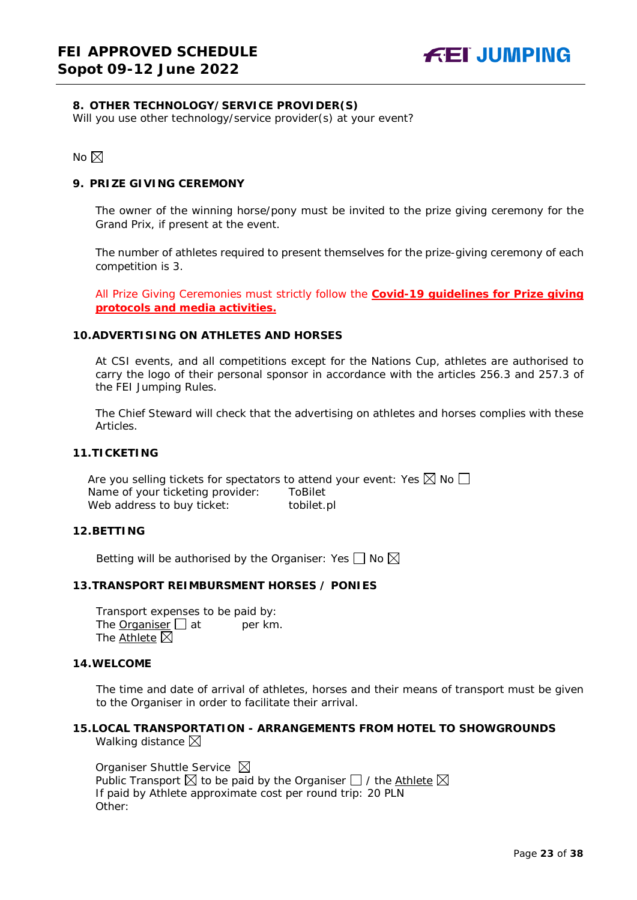## 8. OTHER TECHNOLOGY/SERVICE PROVIDER(S)

Will you use other technology/service provider(s) at your event?

No ☒

## 9. PRIZE GIVING CEREMONY

The owner of the winning horse/pony must be invited to the prize giving ceremony for the Grand Prix, if present at the event.

The number of athletes required to present themselves for the prize-giving ceremony of each competition is 3.

All Prize Giving Ceremonies must strictly follow the **Covid-19 guidelines for Prize giving protocols and media activities.**

## 10. ADVERTISING ON ATHLETES AND HORSES

At CSI events, and all competitions except for the Nations Cup, athletes are authorised to carry the logo of their personal sponsor in accordance with the articles 256.3 and 257.3 of the FEI Jumping Rules.

The Chief Steward will check that the advertising on athletes and horses complies with these Articles.

## 11. TICKETING

Are you selling tickets for spectators to attend your event: Yes ☒ No ☐
Name of your ticketing provider: ToBilet
Web address to buy ticket: tobilet.pl

## 12. BETTING

Betting will be authorised by the Organiser: Yes ☐ No ☒

## 13. TRANSPORT REIMBURSMENT HORSES / PONIES

Transport expenses to be paid by:
The Organiser ☐ at per km.
The Athlete ☒

## 14. WELCOME

The time and date of arrival of athletes, horses and their means of transport must be given to the Organiser in order to facilitate their arrival.

## 15. LOCAL TRANSPORTATION - ARRANGEMENTS FROM HOTEL TO SHOWGROUNDS

Walking distance ☒

Organiser Shuttle Service ☒
Public Transport ☒ to be paid by the Organiser ☐ / the Athlete ☒
If paid by Athlete approximate cost per round trip: 20 PLN
Other: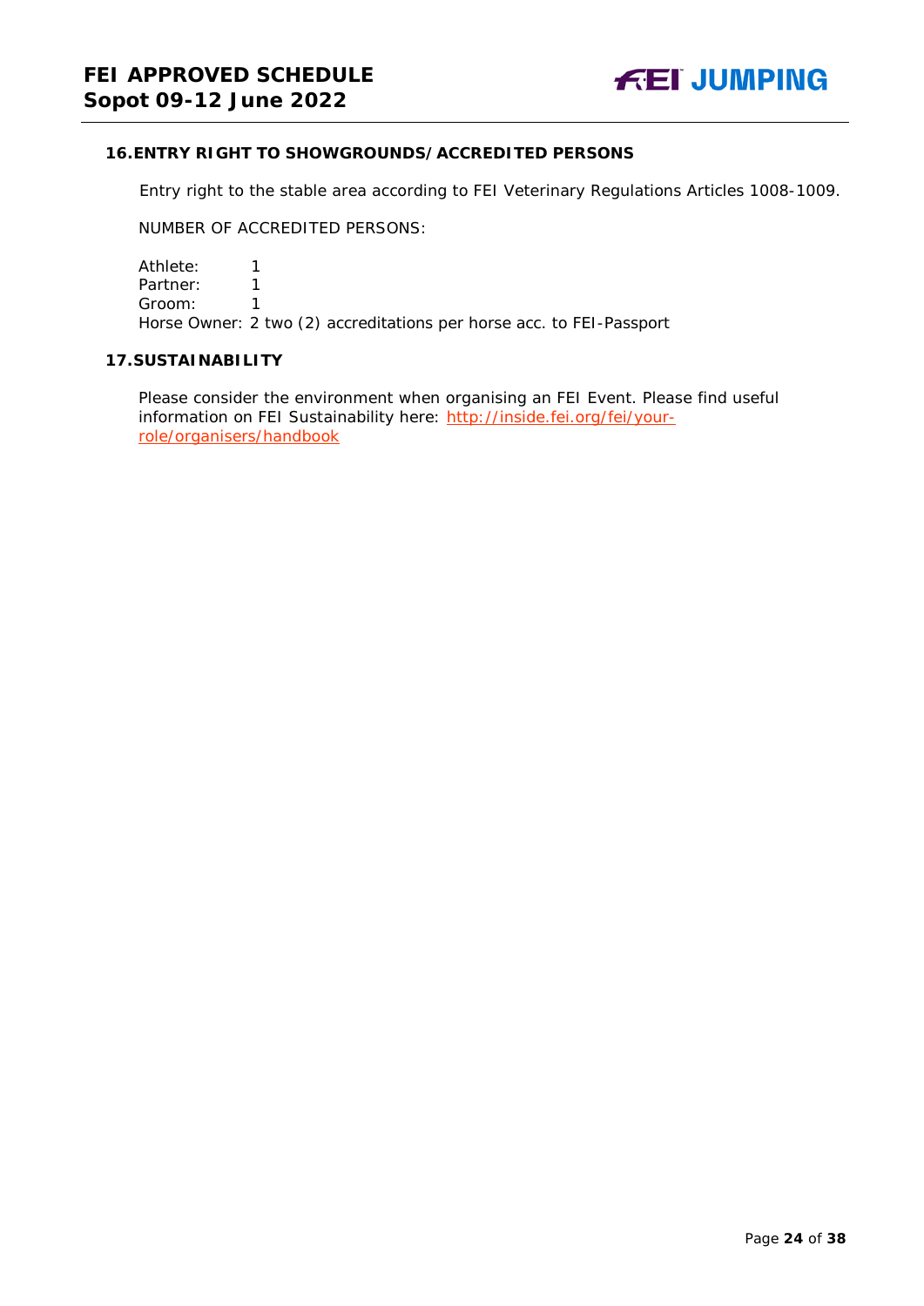## 16. ENTRY RIGHT TO SHOWGROUNDS/ACCREDITED PERSONS

Entry right to the stable area according to FEI Veterinary Regulations Articles 1008-1009.

NUMBER OF ACCREDITED PERSONS:

Athlete: 1
Partner: 1
Groom: 1
Horse Owner: 2 two (2) accreditations per horse acc. to FEI-Passport

## 17. SUSTAINABILITY

Please consider the environment when organising an FEI Event. Please find useful information on FEI Sustainability here: [http://inside.fei.org/fei/your-role/organisers/handbook](http://inside.fei.org/fei/your-role/organisers/handbook)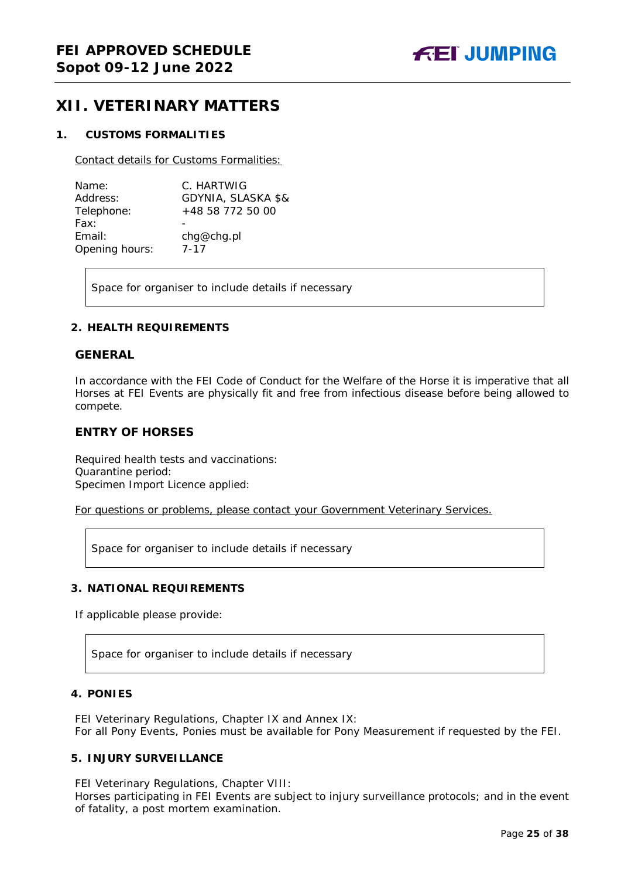## XII. VETERINARY MATTERS

### 1. CUSTOMS FORMALITIES

Contact details for Customs Formalities:

| | |
|---|---|
| Name: | C. HARTWIG |
| Address: | GDYNIA, SLASKA $& |
| Telephone: | +48 58 772 50 00 |
| Fax: | - |
| Email: | chg@chg.pl |
| Opening hours: | 7-17 |

Space for organiser to include details if necessary

### 2. HEALTH REQUIREMENTS

#### GENERAL

In accordance with the FEI Code of Conduct for the Welfare of the Horse it is imperative that all Horses at FEI Events are physically fit and free from infectious disease before being allowed to compete.

#### ENTRY OF HORSES

Required health tests and vaccinations:
Quarantine period:
Specimen Import Licence applied:

For questions or problems, please contact your Government Veterinary Services.

Space for organiser to include details if necessary

### 3. NATIONAL REQUIREMENTS

If applicable please provide:

Space for organiser to include details if necessary

### 4. PONIES

FEI Veterinary Regulations, Chapter IX and Annex IX:
For all Pony Events, Ponies must be available for Pony Measurement if requested by the FEI.

### 5. INJURY SURVEILLANCE

FEI Veterinary Regulations, Chapter VIII:
Horses participating in FEI Events are subject to injury surveillance protocols; and in the event of fatality, a post mortem examination.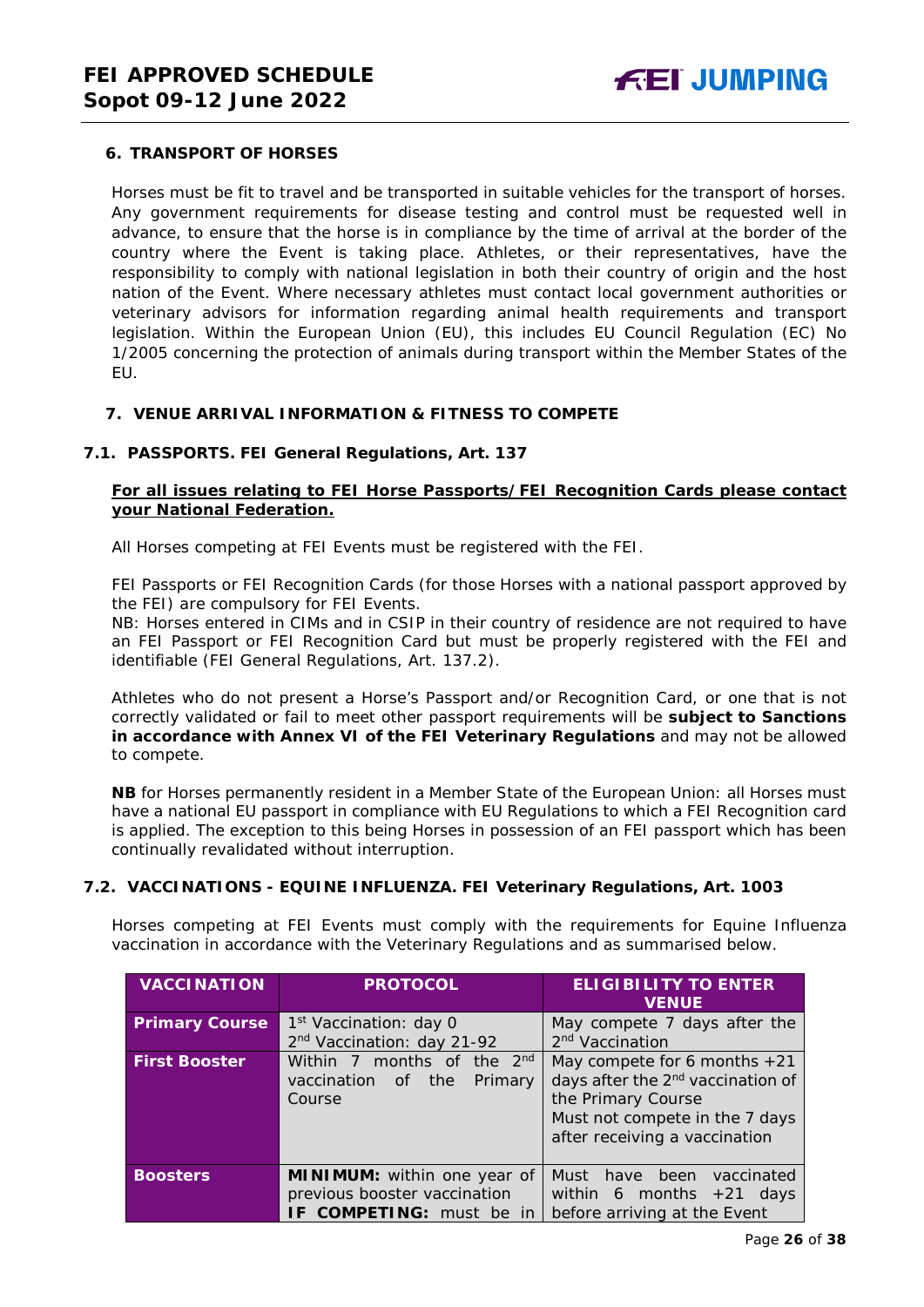## 6. TRANSPORT OF HORSES

Horses must be fit to travel and be transported in suitable vehicles for the transport of horses. Any government requirements for disease testing and control must be requested well in advance, to ensure that the horse is in compliance by the time of arrival at the border of the country where the Event is taking place. Athletes, or their representatives, have the responsibility to comply with national legislation in both their country of origin and the host nation of the Event. Where necessary athletes must contact local government authorities or veterinary advisors for information regarding animal health requirements and transport legislation. Within the European Union (EU), this includes EU Council Regulation (EC) No 1/2005 concerning the protection of animals during transport within the Member States of the EU.

## 7. VENUE ARRIVAL INFORMATION & FITNESS TO COMPETE

### 7.1. PASSPORTS. FEI General Regulations, Art. 137

**For all issues relating to FEI Horse Passports/FEI Recognition Cards please contact your National Federation.**

All Horses competing at FEI Events must be registered with the FEI.

FEI Passports or FEI Recognition Cards (for those Horses with a national passport approved by the FEI) are compulsory for FEI Events.
NB: Horses entered in CIMs and in CSIP in their country of residence are not required to have an FEI Passport or FEI Recognition Card but must be properly registered with the FEI and identifiable (FEI General Regulations, Art. 137.2).

Athletes who do not present a Horse's Passport and/or Recognition Card, or one that is not correctly validated or fail to meet other passport requirements will be **subject to Sanctions in accordance with Annex VI of the FEI Veterinary Regulations** and may not be allowed to compete.

**NB** for Horses permanently resident in a Member State of the European Union: all Horses must have a national EU passport in compliance with EU Regulations to which a FEI Recognition card is applied. The exception to this being Horses in possession of an FEI passport which has been continually revalidated without interruption.

### 7.2. VACCINATIONS - EQUINE INFLUENZA. FEI Veterinary Regulations, Art. 1003

Horses competing at FEI Events must comply with the requirements for Equine Influenza vaccination in accordance with the Veterinary Regulations and as summarised below.

| VACCINATION | PROTOCOL | ELIGIBILITY TO ENTER VENUE |
|---|---|---|
| **Primary Course** | 1st Vaccination: day 0<br>2nd Vaccination: day 21-92 | May compete 7 days after the 2nd Vaccination |
| **First Booster** | Within 7 months of the 2nd vaccination of the Primary Course | May compete for 6 months +21 days after the 2nd vaccination of the Primary Course<br>Must not compete in the 7 days after receiving a vaccination |
| **Boosters** | **MINIMUM:** within one year of previous booster vaccination<br>**IF COMPETING:** must be in | Must have been vaccinated within 6 months +21 days before arriving at the Event |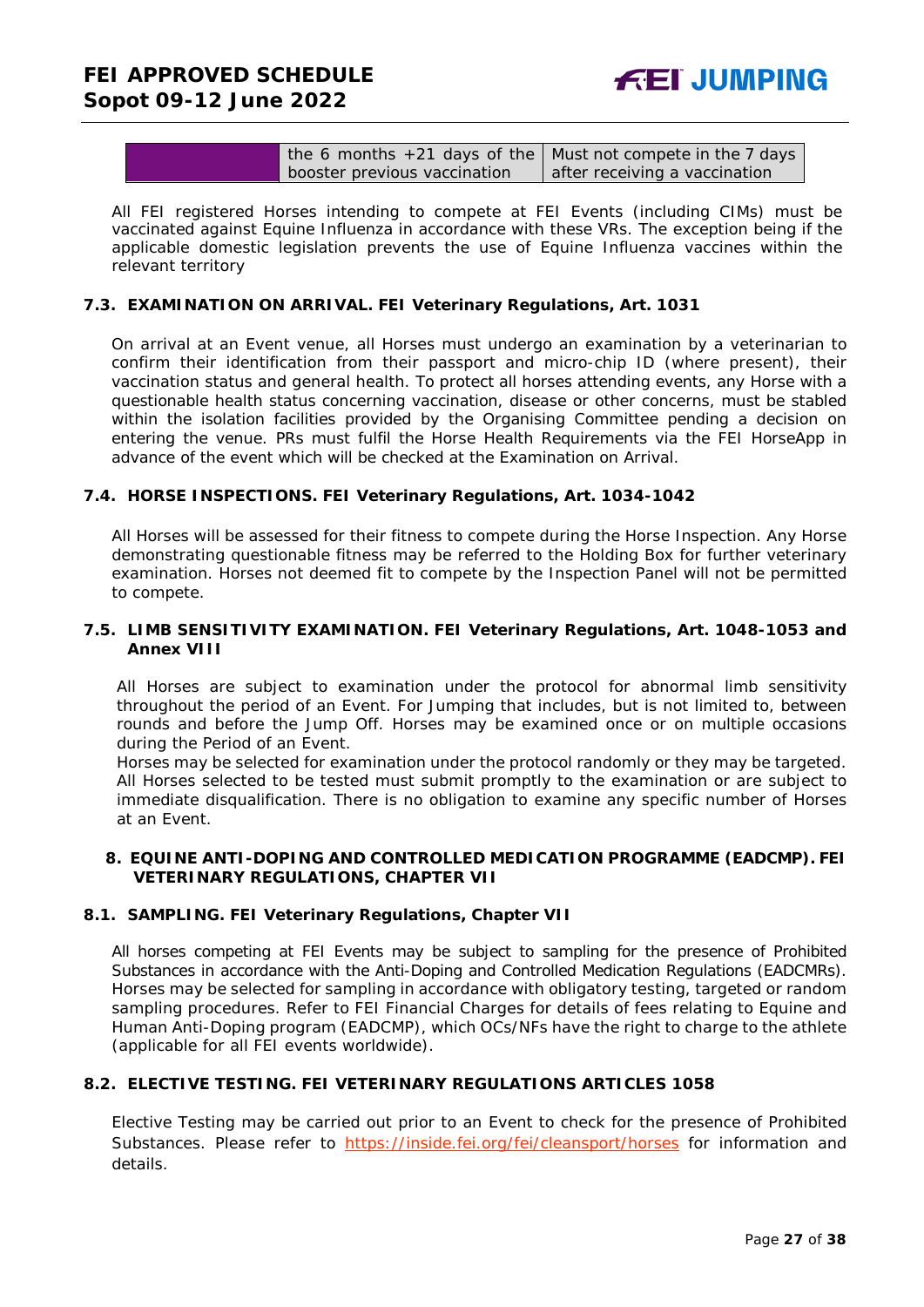|  | the 6 months +21 days of the booster previous vaccination | Must not compete in the 7 days after receiving a vaccination |
|---|---|---|

All FEI registered Horses intending to compete at FEI Events (including CIMs) must be vaccinated against Equine Influenza in accordance with these VRs. The exception being if the applicable domestic legislation prevents the use of Equine Influenza vaccines within the relevant territory

### 7.3. EXAMINATION ON ARRIVAL. FEI Veterinary Regulations, Art. 1031

On arrival at an Event venue, all Horses must undergo an examination by a veterinarian to confirm their identification from their passport and micro-chip ID (where present), their vaccination status and general health. To protect all horses attending events, any Horse with a questionable health status concerning vaccination, disease or other concerns, must be stabled within the isolation facilities provided by the Organising Committee pending a decision on entering the venue. PRs must fulfil the Horse Health Requirements via the FEI HorseApp in advance of the event which will be checked at the Examination on Arrival.

### 7.4. HORSE INSPECTIONS. FEI Veterinary Regulations, Art. 1034-1042

All Horses will be assessed for their fitness to compete during the Horse Inspection. Any Horse demonstrating questionable fitness may be referred to the Holding Box for further veterinary examination. Horses not deemed fit to compete by the Inspection Panel will not be permitted to compete.

### 7.5. LIMB SENSITIVITY EXAMINATION. FEI Veterinary Regulations, Art. 1048-1053 and Annex VIII

All Horses are subject to examination under the protocol for abnormal limb sensitivity throughout the period of an Event. For Jumping that includes, but is not limited to, between rounds and before the Jump Off. Horses may be examined once or on multiple occasions during the Period of an Event.
Horses may be selected for examination under the protocol randomly or they may be targeted. All Horses selected to be tested must submit promptly to the examination or are subject to immediate disqualification. There is no obligation to examine any specific number of Horses at an Event.

## 8. EQUINE ANTI-DOPING AND CONTROLLED MEDICATION PROGRAMME (EADCMP). FEI VETERINARY REGULATIONS, CHAPTER VII

### 8.1. SAMPLING. FEI Veterinary Regulations, Chapter VII

All horses competing at FEI Events may be subject to sampling for the presence of Prohibited Substances in accordance with the Anti-Doping and Controlled Medication Regulations (EADCMRs). Horses may be selected for sampling in accordance with obligatory testing, targeted or random sampling procedures. Refer to FEI Financial Charges for details of fees relating to Equine and Human Anti-Doping program (EADCMP), which OCs/NFs have the right to charge to the athlete (applicable for all FEI events worldwide).

### 8.2. ELECTIVE TESTING. FEI VETERINARY REGULATIONS ARTICLES 1058

Elective Testing may be carried out prior to an Event to check for the presence of Prohibited Substances. Please refer to https://inside.fei.org/fei/cleansport/horses for information and details.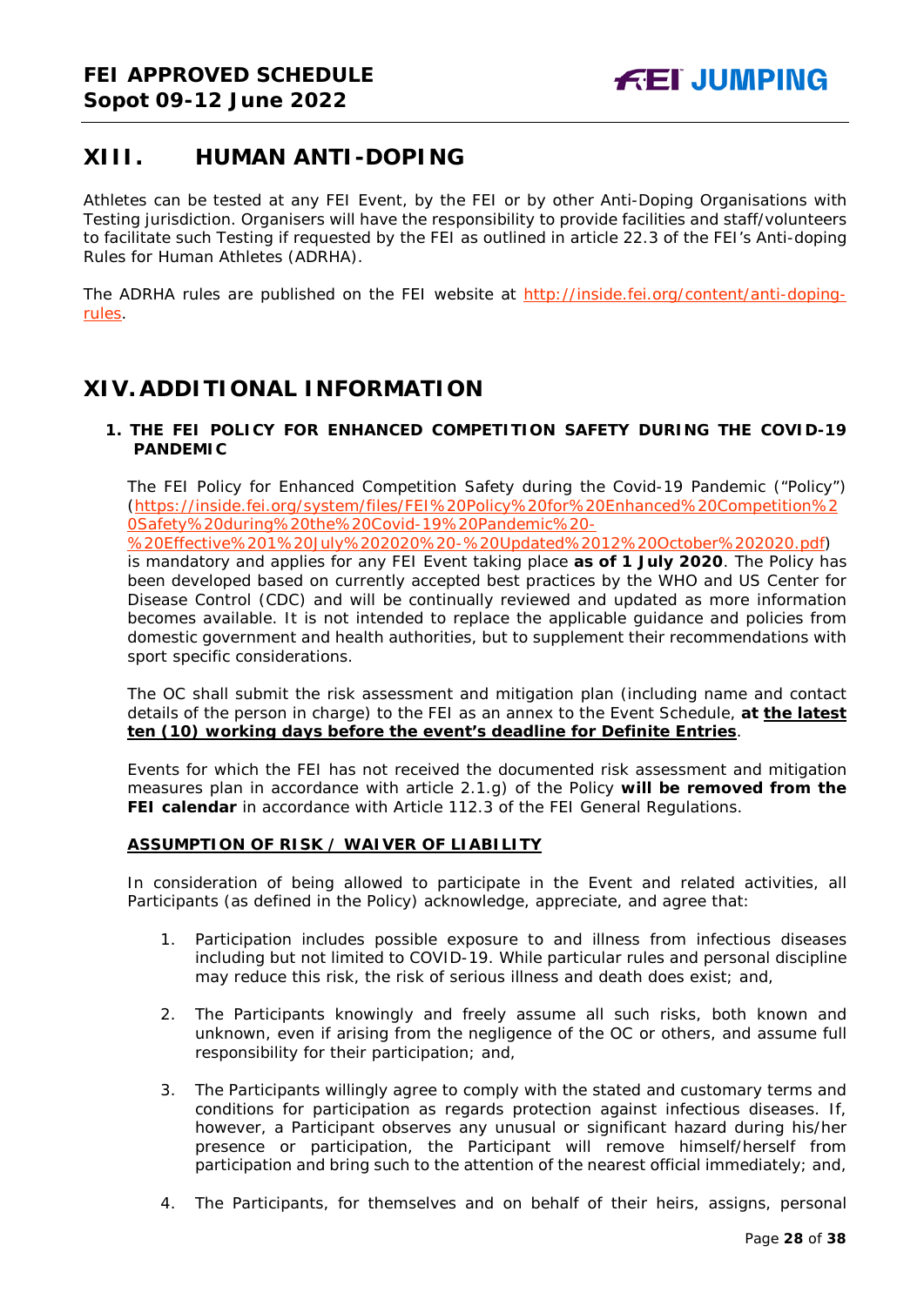## XIII. HUMAN ANTI-DOPING

Athletes can be tested at any FEI Event, by the FEI or by other Anti-Doping Organisations with Testing jurisdiction. Organisers will have the responsibility to provide facilities and staff/volunteers to facilitate such Testing if requested by the FEI as outlined in article 22.3 of the FEI's Anti-doping Rules for Human Athletes (ADRHA).

The ADRHA rules are published on the FEI website at http://inside.fei.org/content/anti-doping-rules.

## XIV. ADDITIONAL INFORMATION

### 1. THE FEI POLICY FOR ENHANCED COMPETITION SAFETY DURING THE COVID-19 PANDEMIC

The FEI Policy for Enhanced Competition Safety during the Covid-19 Pandemic ("Policy") (https://inside.fei.org/system/files/FEI%20Policy%20for%20Enhanced%20Competition%20Safety%20during%20the%20Covid-19%20Pandemic%20-%20Effective%201%20July%202020%20-%20Updated%2012%20October%202020.pdf) is mandatory and applies for any FEI Event taking place **as of 1 July 2020**. The Policy has been developed based on currently accepted best practices by the WHO and US Center for Disease Control (CDC) and will be continually reviewed and updated as more information becomes available. It is not intended to replace the applicable guidance and policies from domestic government and health authorities, but to supplement their recommendations with sport specific considerations.

The OC shall submit the risk assessment and mitigation plan (including name and contact details of the person in charge) to the FEI as an annex to the Event Schedule, **at <u>the latest ten (10) working days before the event's deadline for Definite Entries</u>**.

Events for which the FEI has not received the documented risk assessment and mitigation measures plan in accordance with article 2.1.g) of the Policy **will be removed from the FEI calendar** in accordance with Article 112.3 of the FEI General Regulations.

**<u>ASSUMPTION OF RISK / WAIVER OF LIABILITY</u>**

In consideration of being allowed to participate in the Event and related activities, all Participants (as defined in the Policy) acknowledge, appreciate, and agree that:

1. Participation includes possible exposure to and illness from infectious diseases including but not limited to COVID-19. While particular rules and personal discipline may reduce this risk, the risk of serious illness and death does exist; and,

2. The Participants knowingly and freely assume all such risks, both known and unknown, even if arising from the negligence of the OC or others, and assume full responsibility for their participation; and,

3. The Participants willingly agree to comply with the stated and customary terms and conditions for participation as regards protection against infectious diseases. If, however, a Participant observes any unusual or significant hazard during his/her presence or participation, the Participant will remove himself/herself from participation and bring such to the attention of the nearest official immediately; and,

4. The Participants, for themselves and on behalf of their heirs, assigns, personal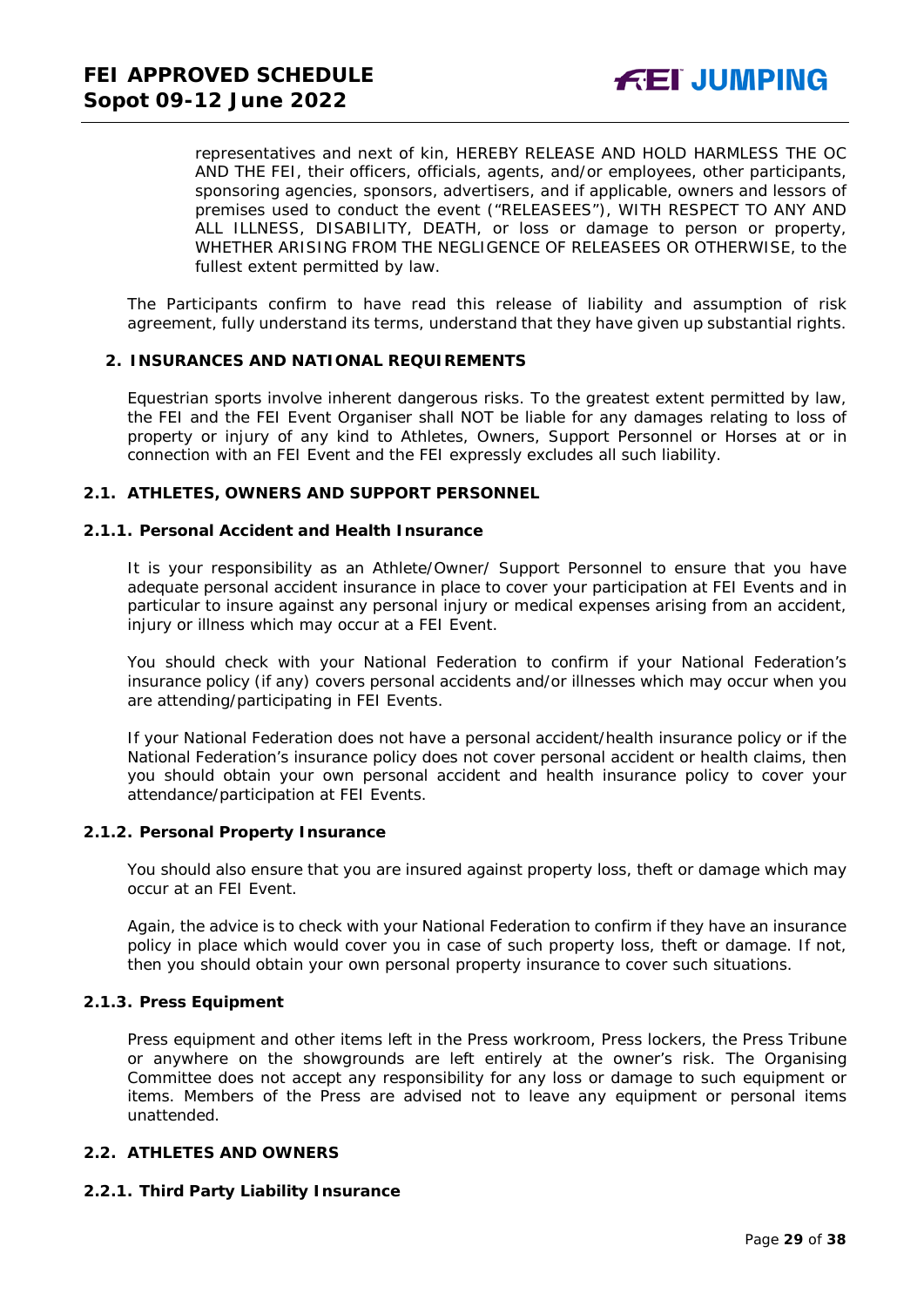representatives and next of kin, HEREBY RELEASE AND HOLD HARMLESS THE OC AND THE FEI, their officers, officials, agents, and/or employees, other participants, sponsoring agencies, sponsors, advertisers, and if applicable, owners and lessors of premises used to conduct the event ("RELEASEES"), WITH RESPECT TO ANY AND ALL ILLNESS, DISABILITY, DEATH, or loss or damage to person or property, WHETHER ARISING FROM THE NEGLIGENCE OF RELEASEES OR OTHERWISE, to the fullest extent permitted by law.

The Participants confirm to have read this release of liability and assumption of risk agreement, fully understand its terms, understand that they have given up substantial rights.

## 2. INSURANCES AND NATIONAL REQUIREMENTS

Equestrian sports involve inherent dangerous risks. To the greatest extent permitted by law, the FEI and the FEI Event Organiser shall NOT be liable for any damages relating to loss of property or injury of any kind to Athletes, Owners, Support Personnel or Horses at or in connection with an FEI Event and the FEI expressly excludes all such liability.

### 2.1. ATHLETES, OWNERS AND SUPPORT PERSONNEL

#### 2.1.1. Personal Accident and Health Insurance

It is your responsibility as an Athlete/Owner/ Support Personnel to ensure that you have adequate personal accident insurance in place to cover your participation at FEI Events and in particular to insure against any personal injury or medical expenses arising from an accident, injury or illness which may occur at a FEI Event.

You should check with your National Federation to confirm if your National Federation's insurance policy (if any) covers personal accidents and/or illnesses which may occur when you are attending/participating in FEI Events.

If your National Federation does not have a personal accident/health insurance policy or if the National Federation's insurance policy does not cover personal accident or health claims, then you should obtain your own personal accident and health insurance policy to cover your attendance/participation at FEI Events.

#### 2.1.2. Personal Property Insurance

You should also ensure that you are insured against property loss, theft or damage which may occur at an FEI Event.

Again, the advice is to check with your National Federation to confirm if they have an insurance policy in place which would cover you in case of such property loss, theft or damage. If not, then you should obtain your own personal property insurance to cover such situations.

#### 2.1.3. Press Equipment

Press equipment and other items left in the Press workroom, Press lockers, the Press Tribune or anywhere on the showgrounds are left entirely at the owner's risk. The Organising Committee does not accept any responsibility for any loss or damage to such equipment or items. Members of the Press are advised not to leave any equipment or personal items unattended.

### 2.2. ATHLETES AND OWNERS

#### 2.2.1. Third Party Liability Insurance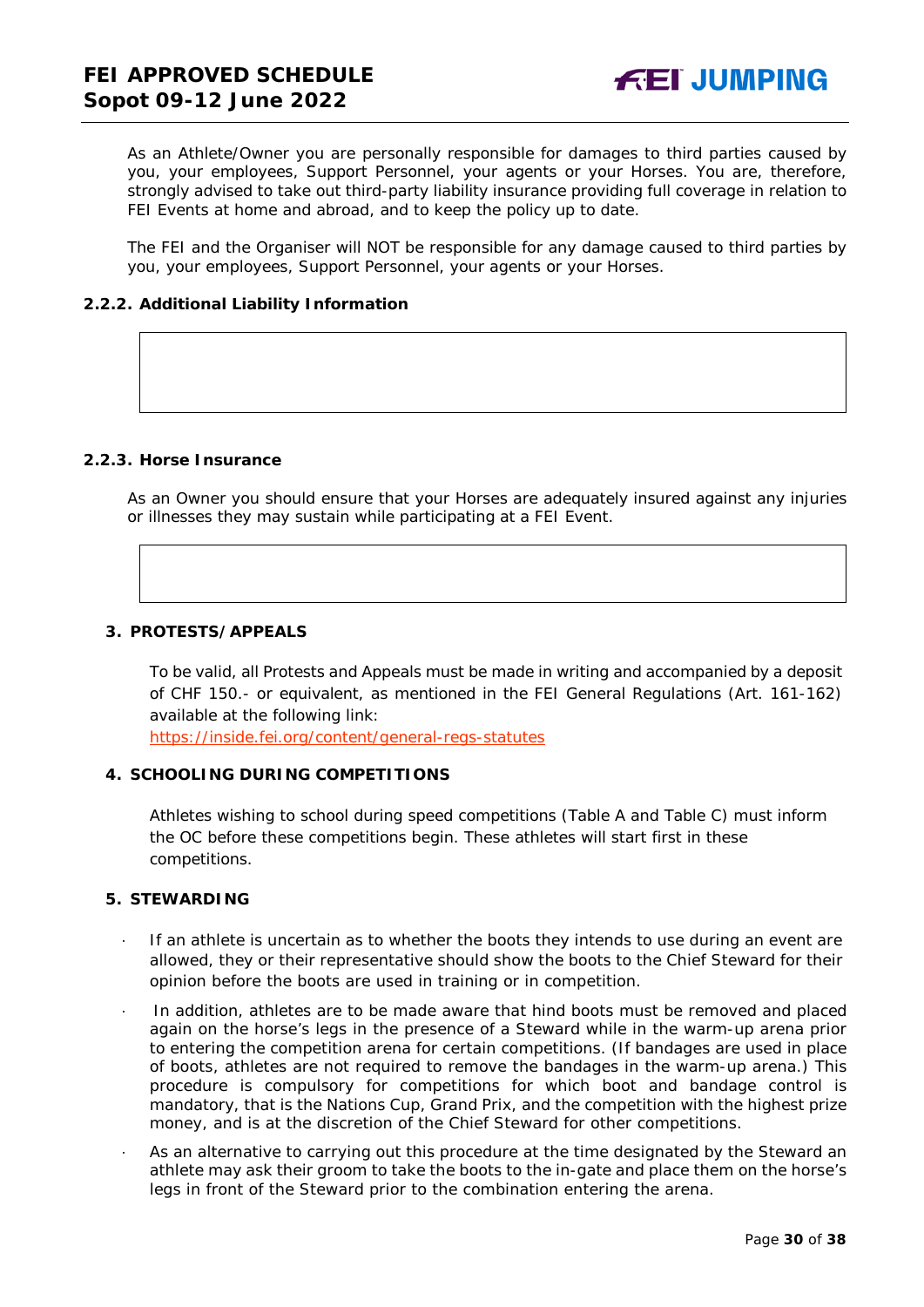As an Athlete/Owner you are personally responsible for damages to third parties caused by you, your employees, Support Personnel, your agents or your Horses. You are, therefore, strongly advised to take out third-party liability insurance providing full coverage in relation to FEI Events at home and abroad, and to keep the policy up to date.

The FEI and the Organiser will NOT be responsible for any damage caused to third parties by you, your employees, Support Personnel, your agents or your Horses.

### 2.2.2. Additional Liability Information

### 2.2.3. Horse Insurance

As an Owner you should ensure that your Horses are adequately insured against any injuries or illnesses they may sustain while participating at a FEI Event.

## 3. PROTESTS/APPEALS

To be valid, all Protests and Appeals must be made in writing and accompanied by a deposit of CHF 150.- or equivalent, as mentioned in the FEI General Regulations (Art. 161-162) available at the following link:
https://inside.fei.org/content/general-regs-statutes

## 4. SCHOOLING DURING COMPETITIONS

Athletes wishing to school during speed competitions (Table A and Table C) must inform the OC before these competitions begin. These athletes will start first in these competitions.

## 5. STEWARDING

- If an athlete is uncertain as to whether the boots they intends to use during an event are allowed, they or their representative should show the boots to the Chief Steward for their opinion before the boots are used in training or in competition.
- In addition, athletes are to be made aware that hind boots must be removed and placed again on the horse's legs in the presence of a Steward while in the warm-up arena prior to entering the competition arena for certain competitions. (If bandages are used in place of boots, athletes are not required to remove the bandages in the warm-up arena.) This procedure is compulsory for competitions for which boot and bandage control is mandatory, that is the Nations Cup, Grand Prix, and the competition with the highest prize money, and is at the discretion of the Chief Steward for other competitions.
- As an alternative to carrying out this procedure at the time designated by the Steward an athlete may ask their groom to take the boots to the in-gate and place them on the horse's legs in front of the Steward prior to the combination entering the arena.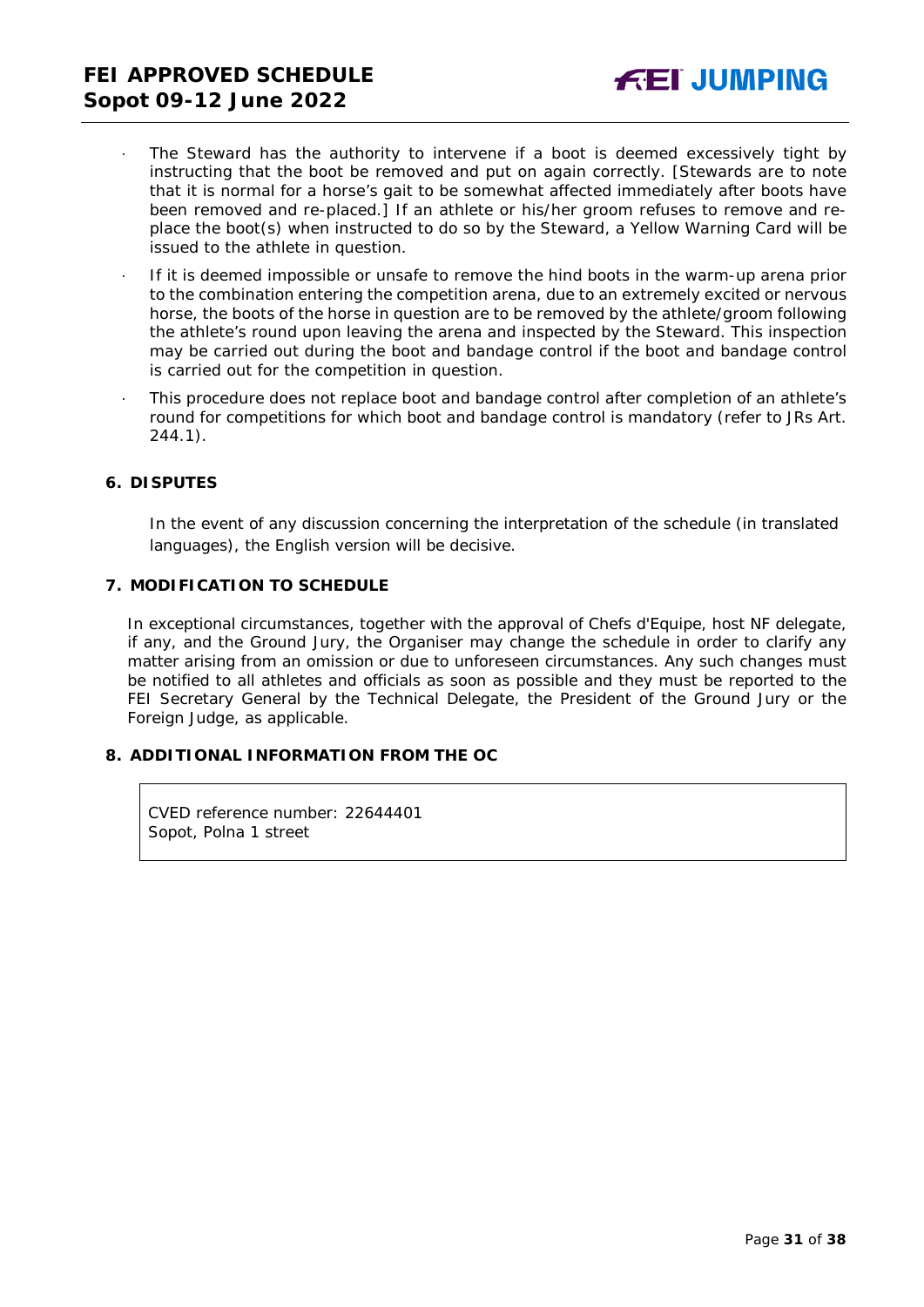- The Steward has the authority to intervene if a boot is deemed excessively tight by instructing that the boot be removed and put on again correctly. [Stewards are to note that it is normal for a horse's gait to be somewhat affected immediately after boots have been removed and re-placed.] If an athlete or his/her groom refuses to remove and re-place the boot(s) when instructed to do so by the Steward, a Yellow Warning Card will be issued to the athlete in question.
- If it is deemed impossible or unsafe to remove the hind boots in the warm-up arena prior to the combination entering the competition arena, due to an extremely excited or nervous horse, the boots of the horse in question are to be removed by the athlete/groom following the athlete's round upon leaving the arena and inspected by the Steward. This inspection may be carried out during the boot and bandage control if the boot and bandage control is carried out for the competition in question.
- This procedure does not replace boot and bandage control after completion of an athlete's round for competitions for which boot and bandage control is mandatory (refer to JRs Art. 244.1).

## 6. DISPUTES

In the event of any discussion concerning the interpretation of the schedule (in translated languages), the English version will be decisive.

## 7. MODIFICATION TO SCHEDULE

In exceptional circumstances, together with the approval of Chefs d'Equipe, host NF delegate, if any, and the Ground Jury, the Organiser may change the schedule in order to clarify any matter arising from an omission or due to unforeseen circumstances. Any such changes must be notified to all athletes and officials as soon as possible and they must be reported to the FEI Secretary General by the Technical Delegate, the President of the Ground Jury or the Foreign Judge, as applicable.

## 8. ADDITIONAL INFORMATION FROM THE OC

CVED reference number: 22644401
Sopot, Polna 1 street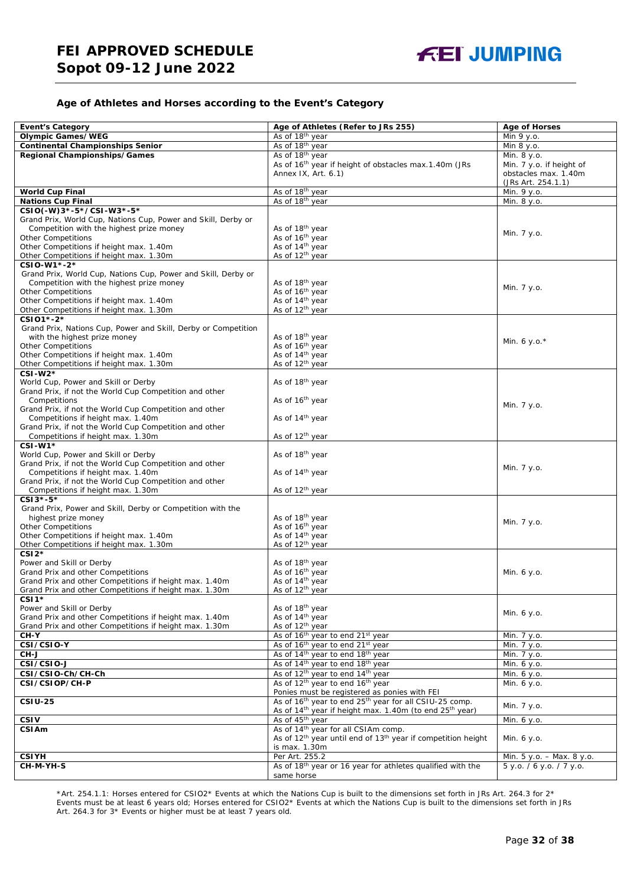## Age of Athletes and Horses according to the Event's Category

| Event's Category | Age of Athletes (Refer to JRs 255) | Age of Horses |
|---|---|---|
| **Olympic Games/WEG** | As of 18th year | Min 9 y.o. |
| **Continental Championships Senior** | As of 18th year | Min 8 y.o. |
| **Regional Championships/Games** | As of 18th year<br>As of 16th year if height of obstacles max.1.40m (JRs Annex IX, Art. 6.1) | Min. 8 y.o.<br>Min. 7 y.o. if height of obstacles max. 1.40m (JRs Art. 254.1.1) |
| **World Cup Final** | As of 18th year | Min. 9 y.o. |
| **Nations Cup Final** | As of 18th year | Min. 8 y.o. |
| **CSIO(-W)3*-5*/CSI-W3*-5***<br>Grand Prix, World Cup, Nations Cup, Power and Skill, Derby or Competition with the highest prize money<br>Other Competitions<br>Other Competitions if height max. 1.40m<br>Other Competitions if height max. 1.30m | <br>As of 18th year<br>As of 16th year<br>As of 14th year<br>As of 12th year | Min. 7 y.o. |
| **CSIO-W1*-2***<br>Grand Prix, World Cup, Nations Cup, Power and Skill, Derby or Competition with the highest prize money<br>Other Competitions<br>Other Competitions if height max. 1.40m<br>Other Competitions if height max. 1.30m | <br>As of 18th year<br>As of 16th year<br>As of 14th year<br>As of 12th year | Min. 7 y.o. |
| **CSIO1*-2***<br>Grand Prix, Nations Cup, Power and Skill, Derby or Competition with the highest prize money<br>Other Competitions<br>Other Competitions if height max. 1.40m<br>Other Competitions if height max. 1.30m | <br>As of 18th year<br>As of 16th year<br>As of 14th year<br>As of 12th year | Min. 6 y.o.* |
| **CSI-W2***<br>World Cup, Power and Skill or Derby<br>Grand Prix, if not the World Cup Competition and other Competitions<br>Grand Prix, if not the World Cup Competition and other Competitions if height max. 1.40m<br>Grand Prix, if not the World Cup Competition and other Competitions if height max. 1.30m | <br>As of 18th year<br>As of 16th year<br>As of 14th year<br>As of 12th year | Min. 7 y.o. |
| **CSI-W1***<br>World Cup, Power and Skill or Derby<br>Grand Prix, if not the World Cup Competition and other Competitions if height max. 1.40m<br>Grand Prix, if not the World Cup Competition and other Competitions if height max. 1.30m | <br>As of 18th year<br>As of 14th year<br>As of 12th year | Min. 7 y.o. |
| **CSI3*-5***<br>Grand Prix, Power and Skill, Derby or Competition with the highest prize money<br>Other Competitions<br>Other Competitions if height max. 1.40m<br>Other Competitions if height max. 1.30m | <br>As of 18th year<br>As of 16th year<br>As of 14th year<br>As of 12th year | Min. 7 y.o. |
| **CSI2***<br>Power and Skill or Derby<br>Grand Prix and other Competitions<br>Grand Prix and other Competitions if height max. 1.40m<br>Grand Prix and other Competitions if height max. 1.30m | <br>As of 18th year<br>As of 16th year<br>As of 14th year<br>As of 12th year | Min. 6 y.o. |
| **CSI1***<br>Power and Skill or Derby<br>Grand Prix and other Competitions if height max. 1.40m<br>Grand Prix and other Competitions if height max. 1.30m | <br>As of 18th year<br>As of 14th year<br>As of 12th year | Min. 6 y.o. |
| **CH-Y** | As of 16th year to end 21st year | Min. 7 y.o. |
| **CSI/CSIO-Y** | As of 16th year to end 21st year | Min. 7 y.o. |
| **CH-J** | As of 14th year to end 18th year | Min. 7 y.o. |
| **CSI/CSIO-J** | As of 14th year to end 18th year | Min. 6 y.o. |
| **CSI/CSIO-Ch/CH-Ch** | As of 12th year to end 14th year | Min. 6 y.o. |
| **CSI/CSIOP/CH-P** | As of 12th year to end 16th year<br>Ponies must be registered as ponies with FEI | Min. 6 y.o. |
| **CSIU-25** | As of 16th year to end 25th year for all CSIU-25 comp.<br>As of 14th year if height max. 1.40m (to end 25th year) | Min. 7 y.o. |
| **CSIV** | As of 45th year | Min. 6 y.o. |
| **CSIAm** | As of 14th year for all CSIAm comp.<br>As of 12th year until end of 13th year if competition height is max. 1.30m | Min. 6 y.o. |
| **CSIYH** | Per Art. 255.2 | Min. 5 y.o. – Max. 8 y.o. |
| **CH-M-YH-S** | As of 18th year or 16 year for athletes qualified with the same horse | 5 y.o. / 6 y.o. / 7 y.o. |

*Art. 254.1.1: Horses entered for CSIO2* Events at which the Nations Cup is built to the dimensions set forth in JRs Art. 264.3 for 2* Events must be at least 6 years old; Horses entered for CSIO2* Events at which the Nations Cup is built to the dimensions set forth in JRs Art. 264.3 for 3* Events or higher must be at least 7 years old.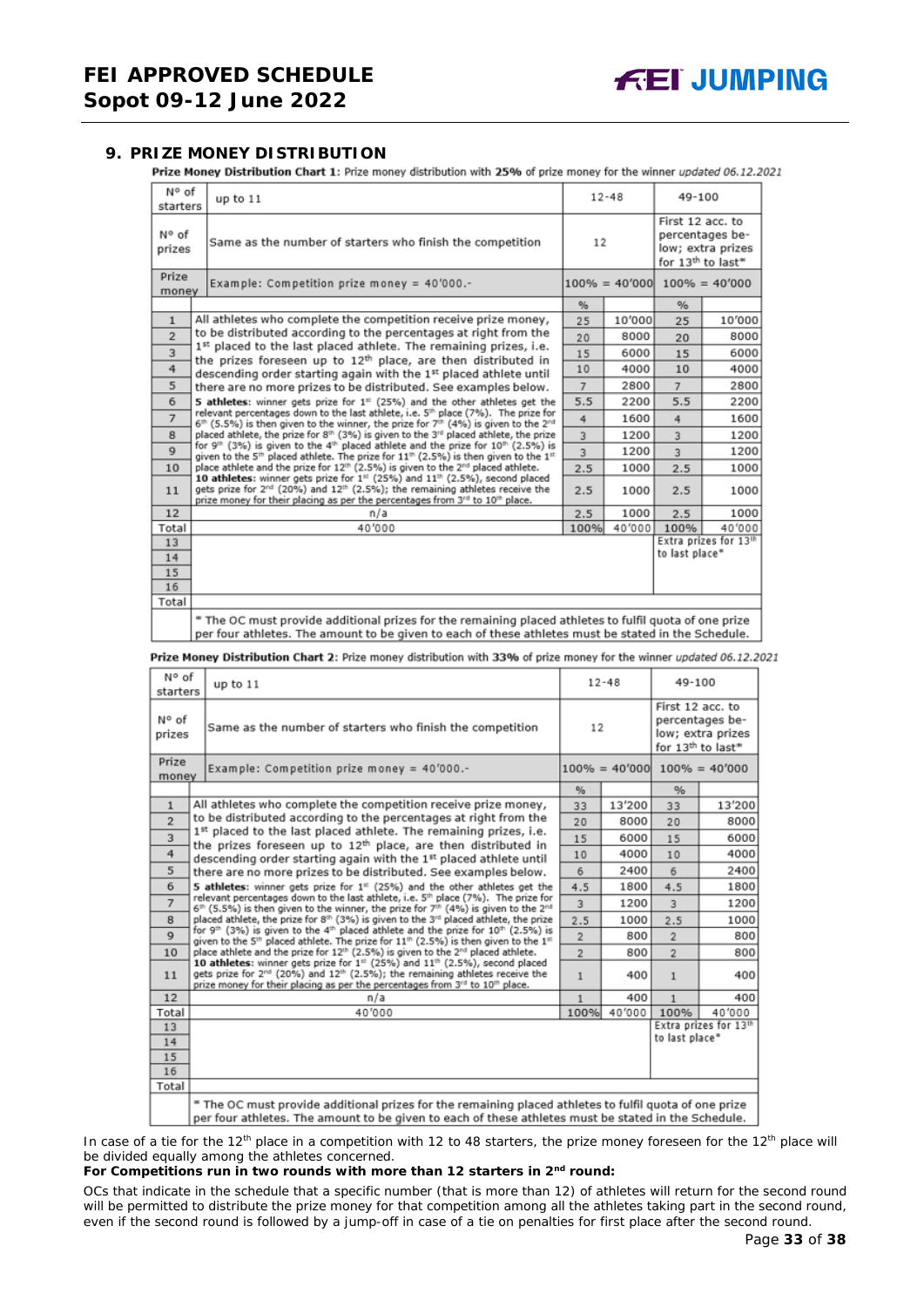## 9. PRIZE MONEY DISTRIBUTION

**Prize Money Distribution Chart 1**: Prize money distribution with **25%** of prize money for the winner *updated 06.12.2021*

| N° of starters | up to 11 | 12-48 | | 49-100 | |
|---|---|---|---|---|---|
| N° of prizes | Same as the number of starters who finish the competition | 12 | | First 12 acc. to percentages below; extra prizes for 13th to last* | |
| Prize money | Example: Competition prize money = 40'000.- | 100% = 40'000 | | 100% = 40'000 | |
| | | % | | % | |
| 1 | All athletes who complete the competition receive prize money, to be distributed according to the percentages at right from the 1st placed to the last placed athlete. The remaining prizes, i.e. the prizes foreseen up to 12th place, are then distributed in descending order starting again with the 1st placed athlete until there are no more prizes to be distributed. See examples below. **5 athletes**: winner gets prize for 1st (25%) and the other athletes get the relevant percentages down to the last athlete, i.e. 5th place (7%). The prize for 6th (5.5%) is then given to the winner, the prize for 7th (4%) is given to the 2nd placed athlete, the prize for 8th (3%) is given to the 3rd placed athlete, the prize for 9th (3%) is given to the 4th placed athlete and the prize for 10th (2.5%) is given to the 5th placed athlete. The prize for 11th (2.5%) is then given to the 1st place athlete and the prize for 12th (2.5%) is given to the 2nd placed athlete. **10 athletes**: winner gets prize for 1st (25%) and 11th (2.5%), second placed gets prize for 2nd (20%) and 12th (2.5%); the remaining athletes receive the prize money for their placing as per the percentages from 3rd to 10th place. | 25 | 10'000 | 25 | 10'000 |
| 2 | | 20 | 8000 | 20 | 8000 |
| 3 | | 15 | 6000 | 15 | 6000 |
| 4 | | 10 | 4000 | 10 | 4000 |
| 5 | | 7 | 2800 | 7 | 2800 |
| 6 | | 5.5 | 2200 | 5.5 | 2200 |
| 7 | | 4 | 1600 | 4 | 1600 |
| 8 | | 3 | 1200 | 3 | 1200 |
| 9 | | 3 | 1200 | 3 | 1200 |
| 10 | | 2.5 | 1000 | 2.5 | 1000 |
| 11 | | 2.5 | 1000 | 2.5 | 1000 |
| 12 | n/a | 2.5 | 1000 | 2.5 | 1000 |
| Total | 40'000 | 100% | 40'000 | 100% | 40'000 |
| 13 | | | | Extra prizes for 13th to last place* | |
| 14 | | | | | |
| 15 | | | | | |
| 16 | | | | | |
| Total | | | | | |
| | * The OC must provide additional prizes for the remaining placed athletes to fulfil quota of one prize per four athletes. The amount to be given to each of these athletes must be stated in the Schedule. | | | | |

**Prize Money Distribution Chart 2**: Prize money distribution with **33%** of prize money for the winner *updated 06.12.2021*

| N° of starters | up to 11 | 12-48 | | 49-100 | |
|---|---|---|---|---|---|
| N° of prizes | Same as the number of starters who finish the competition | 12 | | First 12 acc. to percentages below; extra prizes for 13th to last* | |
| Prize money | Example: Competition prize money = 40'000.- | 100% = 40'000 | | 100% = 40'000 | |
| | | % | | % | |
| 1 | All athletes who complete the competition receive prize money, to be distributed according to the percentages at right from the 1st placed to the last placed athlete. The remaining prizes, i.e. the prizes foreseen up to 12th place, are then distributed in descending order starting again with the 1st placed athlete until there are no more prizes to be distributed. See examples below. **5 athletes**: winner gets prize for 1st (25%) and the other athletes get the relevant percentages down to the last athlete, i.e. 5th place (7%). The prize for 6th (5.5%) is then given to the winner, the prize for 7th (4%) is given to the 2nd placed athlete, the prize for 8th (3%) is given to the 3rd placed athlete, the prize for 9th (3%) is given to the 4th placed athlete and the prize for 10th (2.5%) is given to the 5th placed athlete. The prize for 11th (2.5%) is then given to the 1st place athlete and the prize for 12th (2.5%) is given to the 2nd placed athlete. **10 athletes**: winner gets prize for 1st (25%) and 11th (2.5%), second placed gets prize for 2nd (20%) and 12th (2.5%); the remaining athletes receive the prize money for their placing as per the percentages from 3rd to 10th place. | 33 | 13'200 | 33 | 13'200 |
| 2 | | 20 | 8000 | 20 | 8000 |
| 3 | | 15 | 6000 | 15 | 6000 |
| 4 | | 10 | 4000 | 10 | 4000 |
| 5 | | 6 | 2400 | 6 | 2400 |
| 6 | | 4.5 | 1800 | 4.5 | 1800 |
| 7 | | 3 | 1200 | 3 | 1200 |
| 8 | | 2.5 | 1000 | 2.5 | 1000 |
| 9 | | 2 | 800 | 2 | 800 |
| 10 | | 2 | 800 | 2 | 800 |
| 11 | | 1 | 400 | 1 | 400 |
| 12 | n/a | 1 | 400 | 1 | 400 |
| Total | 40'000 | 100% | 40'000 | 100% | 40'000 |
| 13 | | | | Extra prizes for 13th to last place* | |
| 14 | | | | | |
| 15 | | | | | |
| 16 | | | | | |
| Total | | | | | |
| | * The OC must provide additional prizes for the remaining placed athletes to fulfil quota of one prize per four athletes. The amount to be given to each of these athletes must be stated in the Schedule. | | | | |

In case of a tie for the 12th place in a competition with 12 to 48 starters, the prize money foreseen for the 12th place will be divided equally among the athletes concerned.

**For Competitions run in two rounds with more than 12 starters in 2nd round:**

OCs that indicate in the schedule that a specific number (that is more than 12) of athletes will return for the second round will be permitted to distribute the prize money for that competition among all the athletes taking part in the second round, even if the second round is followed by a jump-off in case of a tie on penalties for first place after the second round.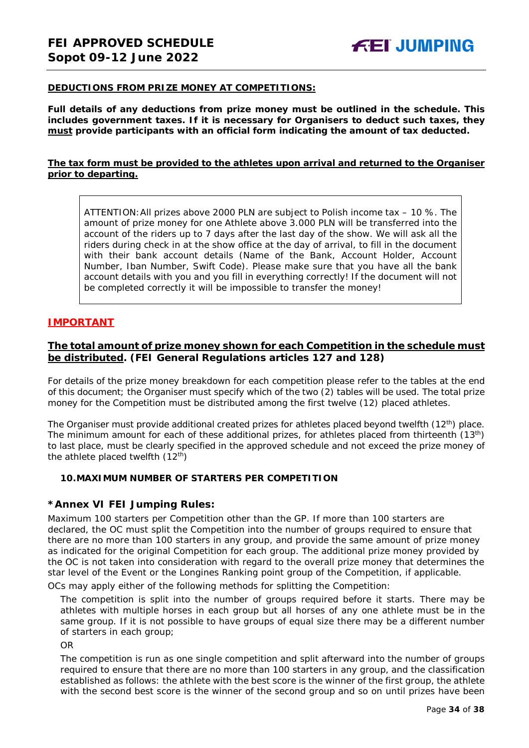**DEDUCTIONS FROM PRIZE MONEY AT COMPETITIONS:**

**Full details of any deductions from prize money must be outlined in the schedule. This includes government taxes. If it is necessary for Organisers to deduct such taxes, they must provide participants with an official form indicating the amount of tax deducted.**

**The tax form must be provided to the athletes upon arrival and returned to the Organiser prior to departing.**

> ATTENTION: All prizes above 2000 PLN are subject to Polish income tax – 10 %. The amount of prize money for one Athlete above 3.000 PLN will be transferred into the account of the riders up to 7 days after the last day of the show. We will ask all the riders during check in at the show office at the day of arrival, to fill in the document with their bank account details (Name of the Bank, Account Holder, Account Number, Iban Number, Swift Code). Please make sure that you have all the bank account details with you and you fill in everything correctly! If the document will not be completed correctly it will be impossible to transfer the money!

## IMPORTANT

**The total amount of prize money shown for each Competition in the schedule must be distributed. (FEI General Regulations articles 127 and 128)**

For details of the prize money breakdown for each competition please refer to the tables at the end of this document; the Organiser must specify which of the two (2) tables will be used. The total prize money for the Competition must be distributed among the first twelve (12) placed athletes.

The Organiser must provide additional created prizes for athletes placed beyond twelfth (12th) place. The minimum amount for each of these additional prizes, for athletes placed from thirteenth (13th) to last place, must be clearly specified in the approved schedule and not exceed the prize money of the athlete placed twelfth (12th)

### 10. MAXIMUM NUMBER OF STARTERS PER COMPETITION

### *Annex VI FEI Jumping Rules:

Maximum 100 starters per Competition other than the GP. If more than 100 starters are declared, the OC must split the Competition into the number of groups required to ensure that there are no more than 100 starters in any group, and provide the same amount of prize money as indicated for the original Competition for each group. The additional prize money provided by the OC is not taken into consideration with regard to the overall prize money that determines the star level of the Event or the Longines Ranking point group of the Competition, if applicable.

OCs may apply either of the following methods for splitting the Competition:

The competition is split into the number of groups required before it starts. There may be athletes with multiple horses in each group but all horses of any one athlete must be in the same group. If it is not possible to have groups of equal size there may be a different number of starters in each group;

OR

The competition is run as one single competition and split afterward into the number of groups required to ensure that there are no more than 100 starters in any group, and the classification established as follows: the athlete with the best score is the winner of the first group, the athlete with the second best score is the winner of the second group and so on until prizes have been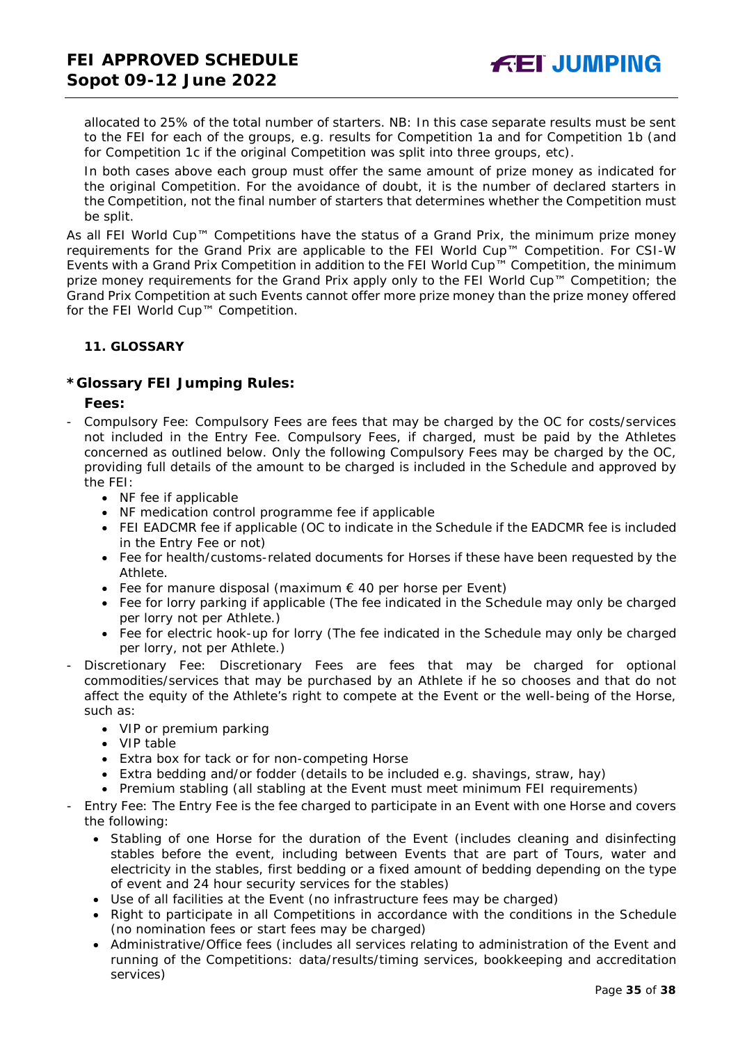allocated to 25% of the total number of starters. NB: In this case separate results must be sent to the FEI for each of the groups, e.g. results for Competition 1a and for Competition 1b (and for Competition 1c if the original Competition was split into three groups, etc).

In both cases above each group must offer the same amount of prize money as indicated for the original Competition. For the avoidance of doubt, it is the number of declared starters in the Competition, not the final number of starters that determines whether the Competition must be split.

As all FEI World Cup™ Competitions have the status of a Grand Prix, the minimum prize money requirements for the Grand Prix are applicable to the FEI World Cup™ Competition. For CSI-W Events with a Grand Prix Competition in addition to the FEI World Cup™ Competition, the minimum prize money requirements for the Grand Prix apply only to the FEI World Cup™ Competition; the Grand Prix Competition at such Events cannot offer more prize money than the prize money offered for the FEI World Cup™ Competition.

### 11. GLOSSARY

### *Glossary FEI Jumping Rules:

**Fees:**

- Compulsory Fee: Compulsory Fees are fees that may be charged by the OC for costs/services not included in the Entry Fee. Compulsory Fees, if charged, must be paid by the Athletes concerned as outlined below. Only the following Compulsory Fees may be charged by the OC, providing full details of the amount to be charged is included in the Schedule and approved by the FEI:
  - NF fee if applicable
  - NF medication control programme fee if applicable
  - FEI EADCMR fee if applicable (OC to indicate in the Schedule if the EADCMR fee is included in the Entry Fee or not)
  - Fee for health/customs-related documents for Horses if these have been requested by the Athlete.
  - Fee for manure disposal (maximum € 40 per horse per Event)
  - Fee for lorry parking if applicable (The fee indicated in the Schedule may only be charged per lorry not per Athlete.)
  - Fee for electric hook-up for lorry (The fee indicated in the Schedule may only be charged per lorry, not per Athlete.)
- Discretionary Fee: Discretionary Fees are fees that may be charged for optional commodities/services that may be purchased by an Athlete if he so chooses and that do not affect the equity of the Athlete's right to compete at the Event or the well-being of the Horse, such as:
  - VIP or premium parking
  - VIP table
  - Extra box for tack or for non-competing Horse
  - Extra bedding and/or fodder (details to be included e.g. shavings, straw, hay)
  - Premium stabling (all stabling at the Event must meet minimum FEI requirements)
- Entry Fee: The Entry Fee is the fee charged to participate in an Event with one Horse and covers the following:
  - Stabling of one Horse for the duration of the Event (includes cleaning and disinfecting stables before the event, including between Events that are part of Tours, water and electricity in the stables, first bedding or a fixed amount of bedding depending on the type of event and 24 hour security services for the stables)
  - Use of all facilities at the Event (no infrastructure fees may be charged)
  - Right to participate in all Competitions in accordance with the conditions in the Schedule (no nomination fees or start fees may be charged)
  - Administrative/Office fees (includes all services relating to administration of the Event and running of the Competitions: data/results/timing services, bookkeeping and accreditation services)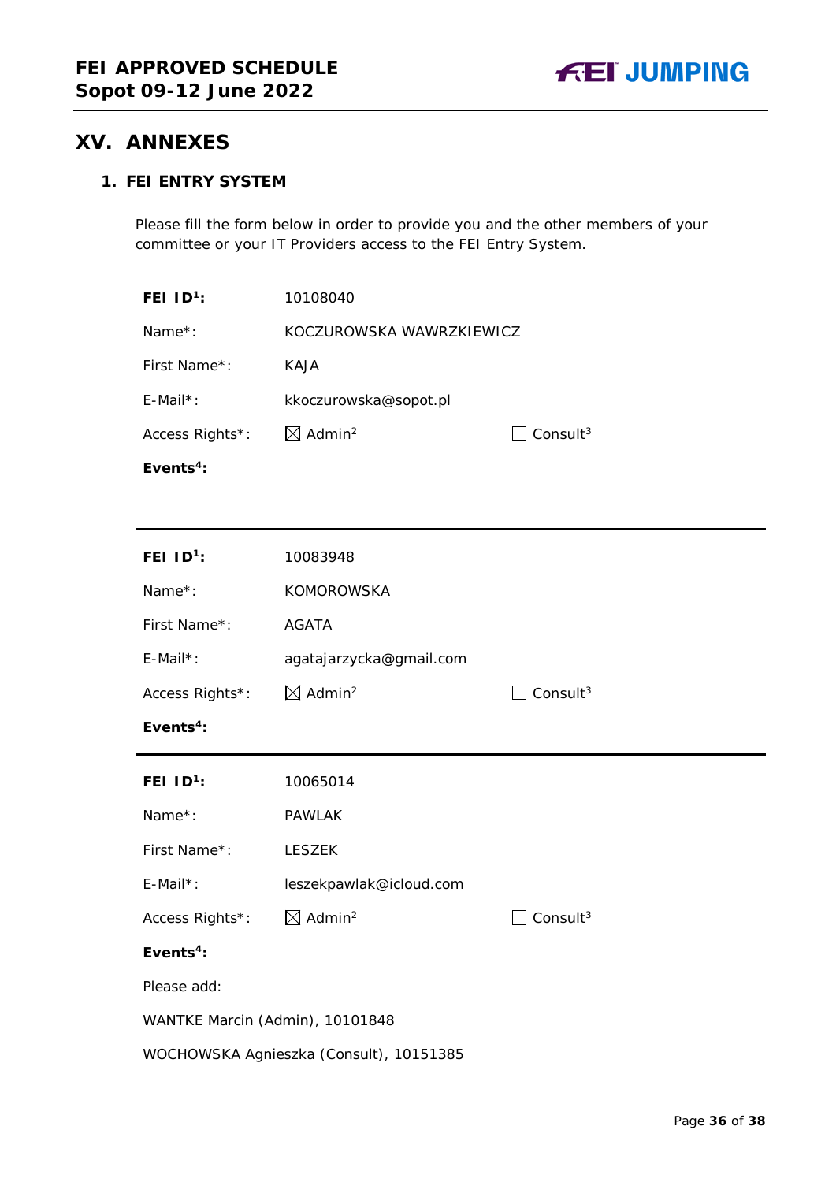## XV. ANNEXES

### 1. FEI ENTRY SYSTEM

Please fill the form below in order to provide you and the other members of your committee or your IT Providers access to the FEI Entry System.

**FEI ID[1]:** 10108040

Name*: KOCZUROWSKA WAWRZKIEWICZ

First Name*: KAJA

E-Mail*: kkoczurowska@sopot.pl

Access Rights*: ☒ Admin[2] ☐ Consult[3]

**Events[4]:**

---

**FEI ID[1]:** 10083948

Name*: KOMOROWSKA

First Name*: AGATA

E-Mail*: agatajarzycka@gmail.com

Access Rights*: ☒ Admin[2] ☐ Consult[3]

**Events[4]:**

---

**FEI ID[1]:** 10065014

Name*: PAWLAK

First Name*: LESZEK

E-Mail*: leszekpawlak@icloud.com

Access Rights*: ☒ Admin[2] ☐ Consult[3]

**Events[4]:**

Please add:

WANTKE Marcin (Admin), 10101848

WOCHOWSKA Agnieszka (Consult), 10151385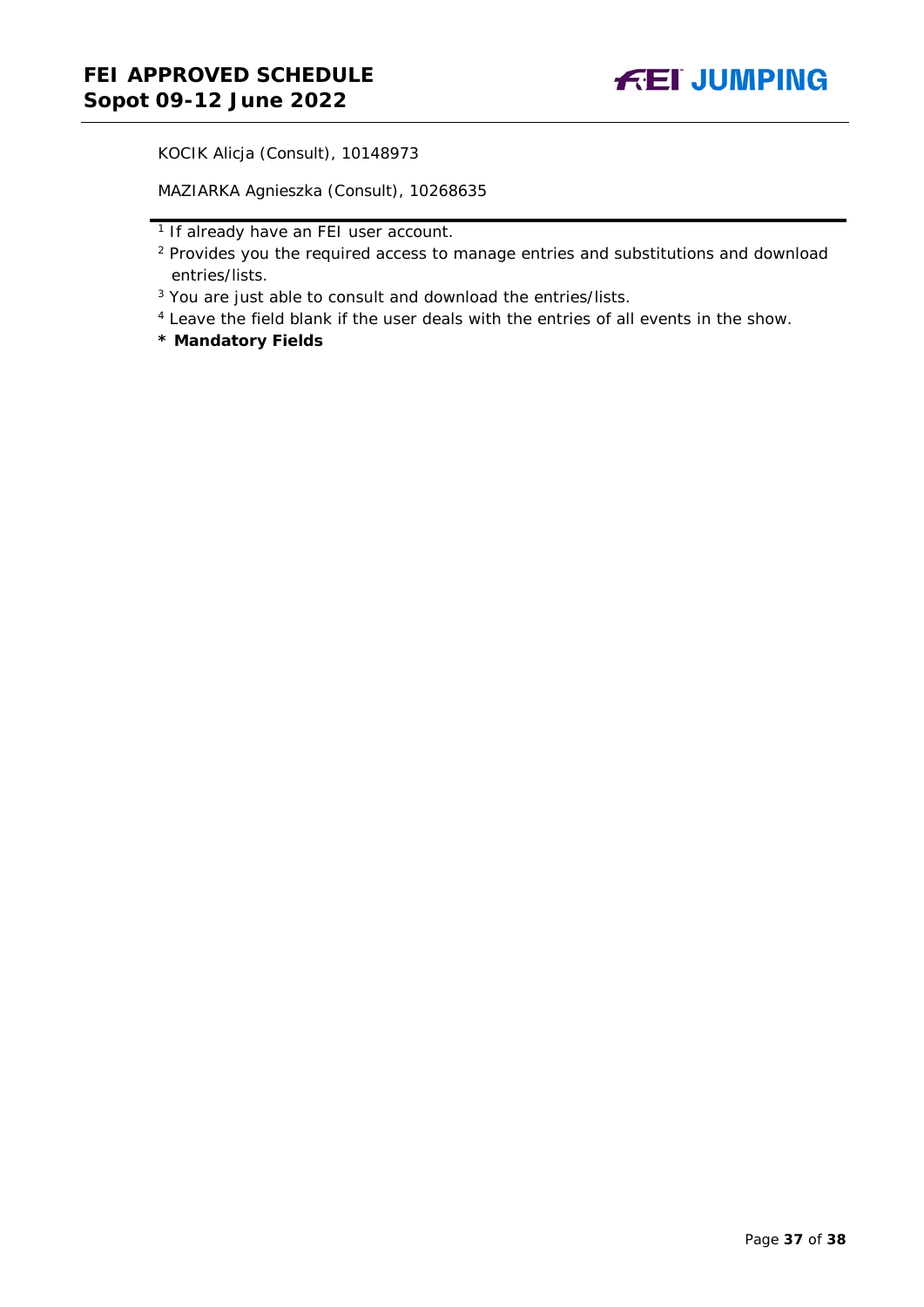KOCIK Alicja (Consult), 10148973

MAZIARKA Agnieszka (Consult), 10268635

---

[1] If already have an FEI user account.

[2] Provides you the required access to manage entries and substitutions and download entries/lists.

[3] You are just able to consult and download the entries/lists.

[4] Leave the field blank if the user deals with the entries of all events in the show.

**\* Mandatory Fields**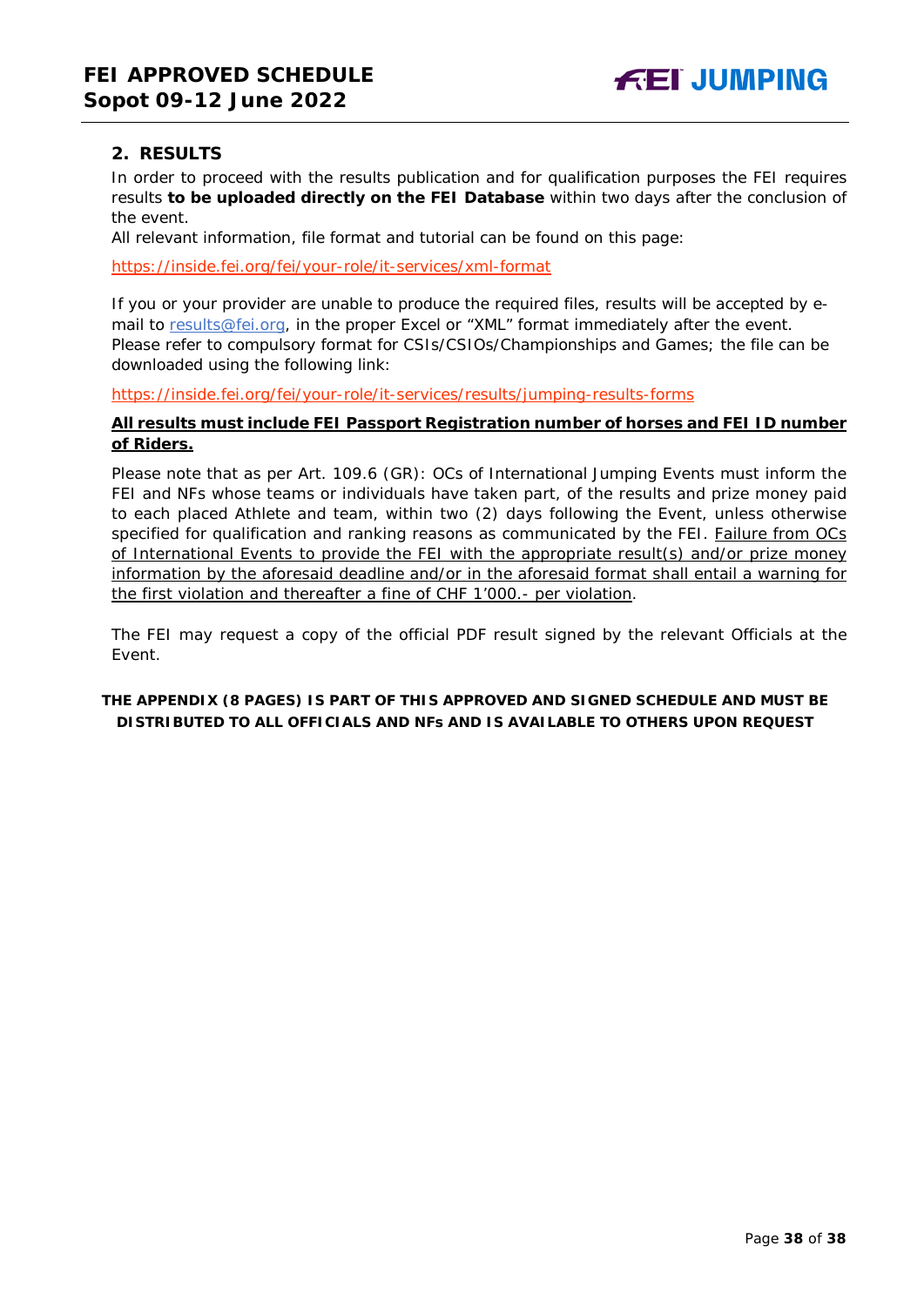## 2. RESULTS

In order to proceed with the results publication and for qualification purposes the FEI requires results **to be uploaded directly on the FEI Database** within two days after the conclusion of the event.

All relevant information, file format and tutorial can be found on this page:

https://inside.fei.org/fei/your-role/it-services/xml-format

If you or your provider are unable to produce the required files, results will be accepted by e-mail to results@fei.org, in the proper Excel or "XML" format immediately after the event. Please refer to compulsory format for CSIs/CSIOs/Championships and Games; the file can be downloaded using the following link:

https://inside.fei.org/fei/your-role/it-services/results/jumping-results-forms

**All results must include FEI Passport Registration number of horses and FEI ID number of Riders.**

Please note that as per Art. 109.6 (GR): OCs of International Jumping Events must inform the FEI and NFs whose teams or individuals have taken part, of the results and prize money paid to each placed Athlete and team, within two (2) days following the Event, unless otherwise specified for qualification and ranking reasons as communicated by the FEI. Failure from OCs of International Events to provide the FEI with the appropriate result(s) and/or prize money information by the aforesaid deadline and/or in the aforesaid format shall entail a warning for the first violation and thereafter a fine of CHF 1'000.- per violation.

The FEI may request a copy of the official PDF result signed by the relevant Officials at the Event.

**THE APPENDIX (8 PAGES) IS PART OF THIS APPROVED AND SIGNED SCHEDULE AND MUST BE DISTRIBUTED TO ALL OFFICIALS AND NFs AND IS AVAILABLE TO OTHERS UPON REQUEST**